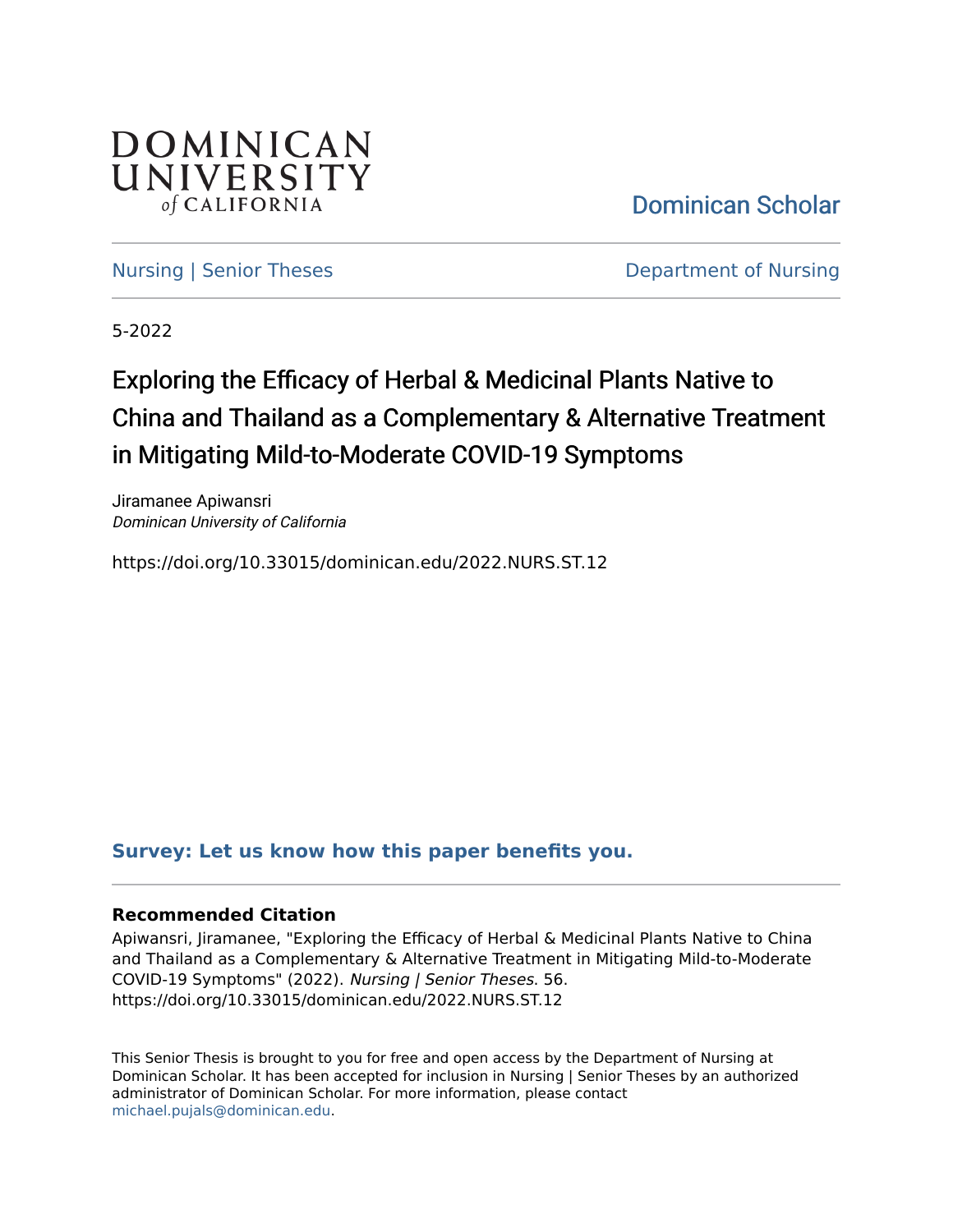DOMINICAN UNIVERSITY *of* CALIFORNIA

Dominican Scholar

Nursing | Senior Theses

Department of Nursing

5-2022

# Exploring the Efficacy of Herbal & Medicinal Plants Native to China and Thailand as a Complementary & Alternative Treatment in Mitigating Mild-to-Moderate COVID-19 Symptoms

Jiramanee Apiwansri
*Dominican University of California*

https://doi.org/10.33015/dominican.edu/2022.NURS.ST.12

**Survey: Let us know how this paper benefits you.**

### Recommended Citation

Apiwansri, Jiramanee, "Exploring the Efficacy of Herbal & Medicinal Plants Native to China and Thailand as a Complementary & Alternative Treatment in Mitigating Mild-to-Moderate COVID-19 Symptoms" (2022). *Nursing | Senior Theses*. 56.
https://doi.org/10.33015/dominican.edu/2022.NURS.ST.12

This Senior Thesis is brought to you for free and open access by the Department of Nursing at Dominican Scholar. It has been accepted for inclusion in Nursing | Senior Theses by an authorized administrator of Dominican Scholar. For more information, please contact michael.pujals@dominican.edu.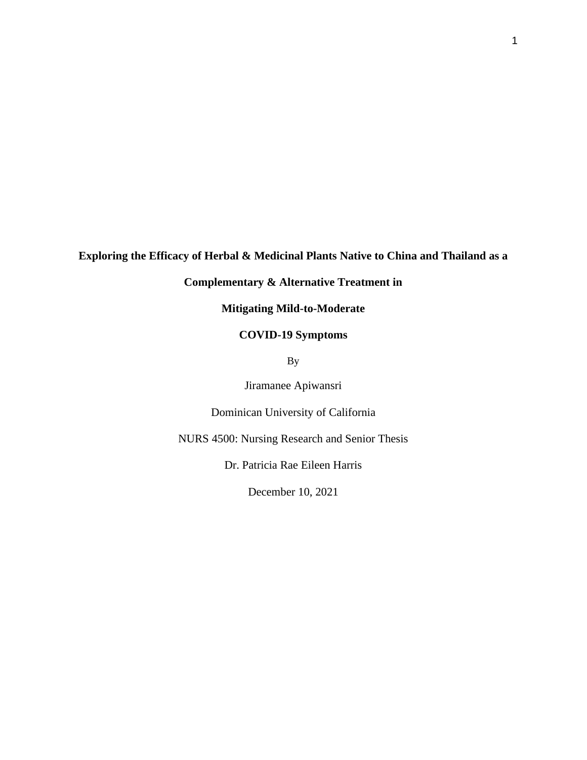**Exploring the Efficacy of Herbal & Medicinal Plants Native to China and Thailand as a Complementary & Alternative Treatment in Mitigating Mild-to-Moderate COVID-19 Symptoms**

By

Jiramanee Apiwansri

Dominican University of California

NURS 4500: Nursing Research and Senior Thesis

Dr. Patricia Rae Eileen Harris

December 10, 2021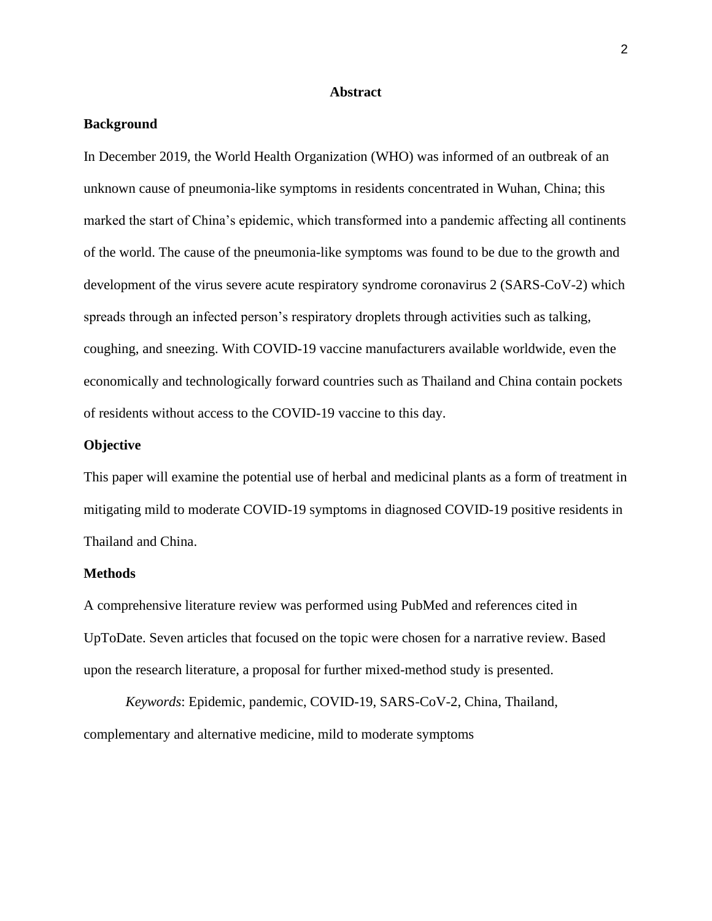# Abstract

## Background

In December 2019, the World Health Organization (WHO) was informed of an outbreak of an unknown cause of pneumonia-like symptoms in residents concentrated in Wuhan, China; this marked the start of China's epidemic, which transformed into a pandemic affecting all continents of the world. The cause of the pneumonia-like symptoms was found to be due to the growth and development of the virus severe acute respiratory syndrome coronavirus 2 (SARS-CoV-2) which spreads through an infected person's respiratory droplets through activities such as talking, coughing, and sneezing. With COVID-19 vaccine manufacturers available worldwide, even the economically and technologically forward countries such as Thailand and China contain pockets of residents without access to the COVID-19 vaccine to this day.

## Objective

This paper will examine the potential use of herbal and medicinal plants as a form of treatment in mitigating mild to moderate COVID-19 symptoms in diagnosed COVID-19 positive residents in Thailand and China.

## Methods

A comprehensive literature review was performed using PubMed and references cited in UpToDate. Seven articles that focused on the topic were chosen for a narrative review. Based upon the research literature, a proposal for further mixed-method study is presented.

*Keywords*: Epidemic, pandemic, COVID-19, SARS-CoV-2, China, Thailand, complementary and alternative medicine, mild to moderate symptoms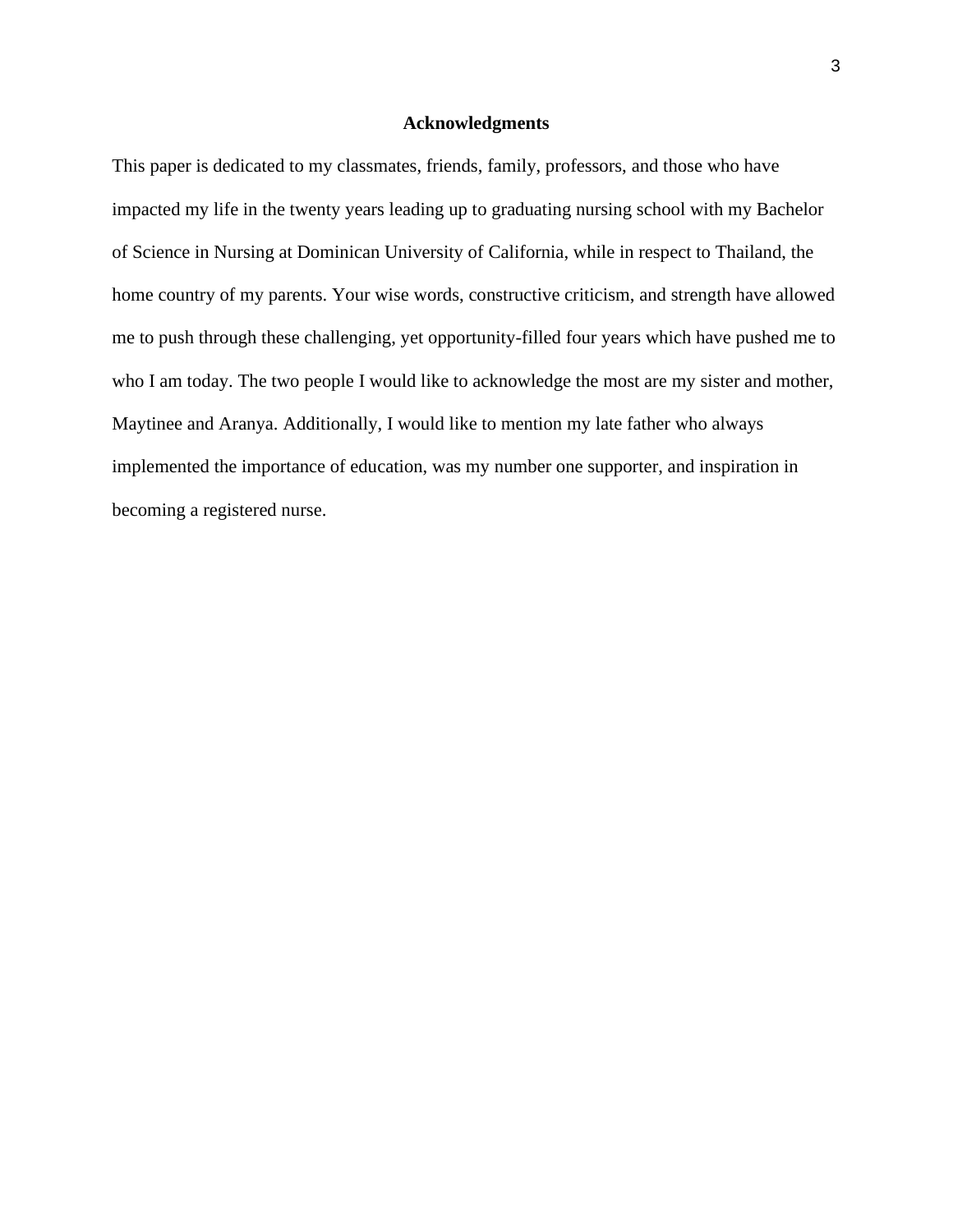## Acknowledgments

This paper is dedicated to my classmates, friends, family, professors, and those who have impacted my life in the twenty years leading up to graduating nursing school with my Bachelor of Science in Nursing at Dominican University of California, while in respect to Thailand, the home country of my parents. Your wise words, constructive criticism, and strength have allowed me to push through these challenging, yet opportunity-filled four years which have pushed me to who I am today. The two people I would like to acknowledge the most are my sister and mother, Maytinee and Aranya. Additionally, I would like to mention my late father who always implemented the importance of education, was my number one supporter, and inspiration in becoming a registered nurse.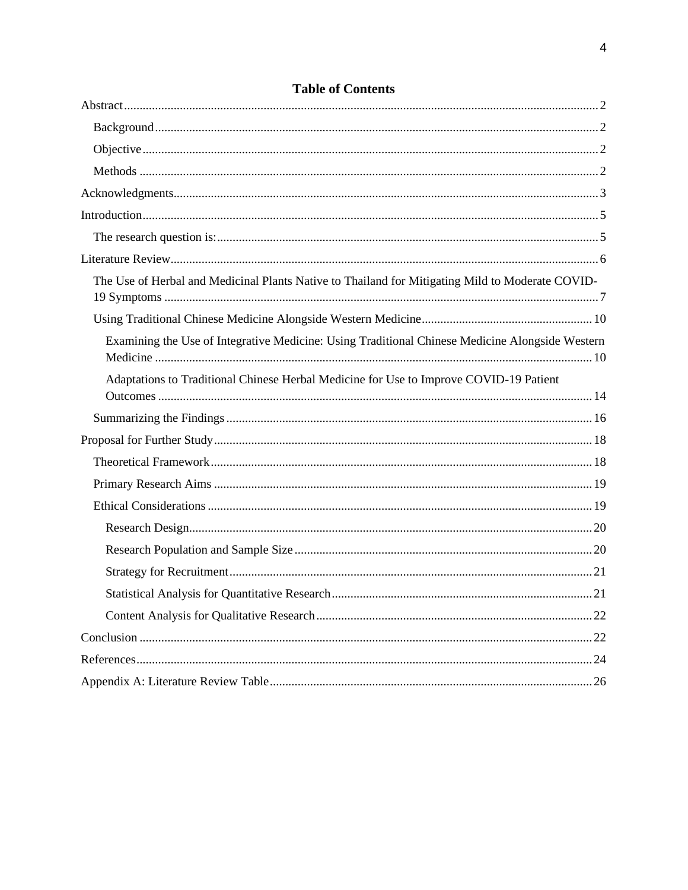# Table of Contents

- Abstract ..... 2
  - Background ..... 2
  - Objective ..... 2
  - Methods ..... 2
- Acknowledgments ..... 3
- Introduction ..... 5
  - The research question is: ..... 5
- Literature Review ..... 6
  - The Use of Herbal and Medicinal Plants Native to Thailand for Mitigating Mild to Moderate COVID-19 Symptoms ..... 7
  - Using Traditional Chinese Medicine Alongside Western Medicine ..... 10
    - Examining the Use of Integrative Medicine: Using Traditional Chinese Medicine Alongside Western Medicine ..... 10
    - Adaptations to Traditional Chinese Herbal Medicine for Use to Improve COVID-19 Patient Outcomes ..... 14
  - Summarizing the Findings ..... 16
- Proposal for Further Study ..... 18
  - Theoretical Framework ..... 18
  - Primary Research Aims ..... 19
  - Ethical Considerations ..... 19
    - Research Design ..... 20
    - Research Population and Sample Size ..... 20
    - Strategy for Recruitment ..... 21
    - Statistical Analysis for Quantitative Research ..... 21
    - Content Analysis for Qualitative Research ..... 22
- Conclusion ..... 22
- References ..... 24
- Appendix A: Literature Review Table ..... 26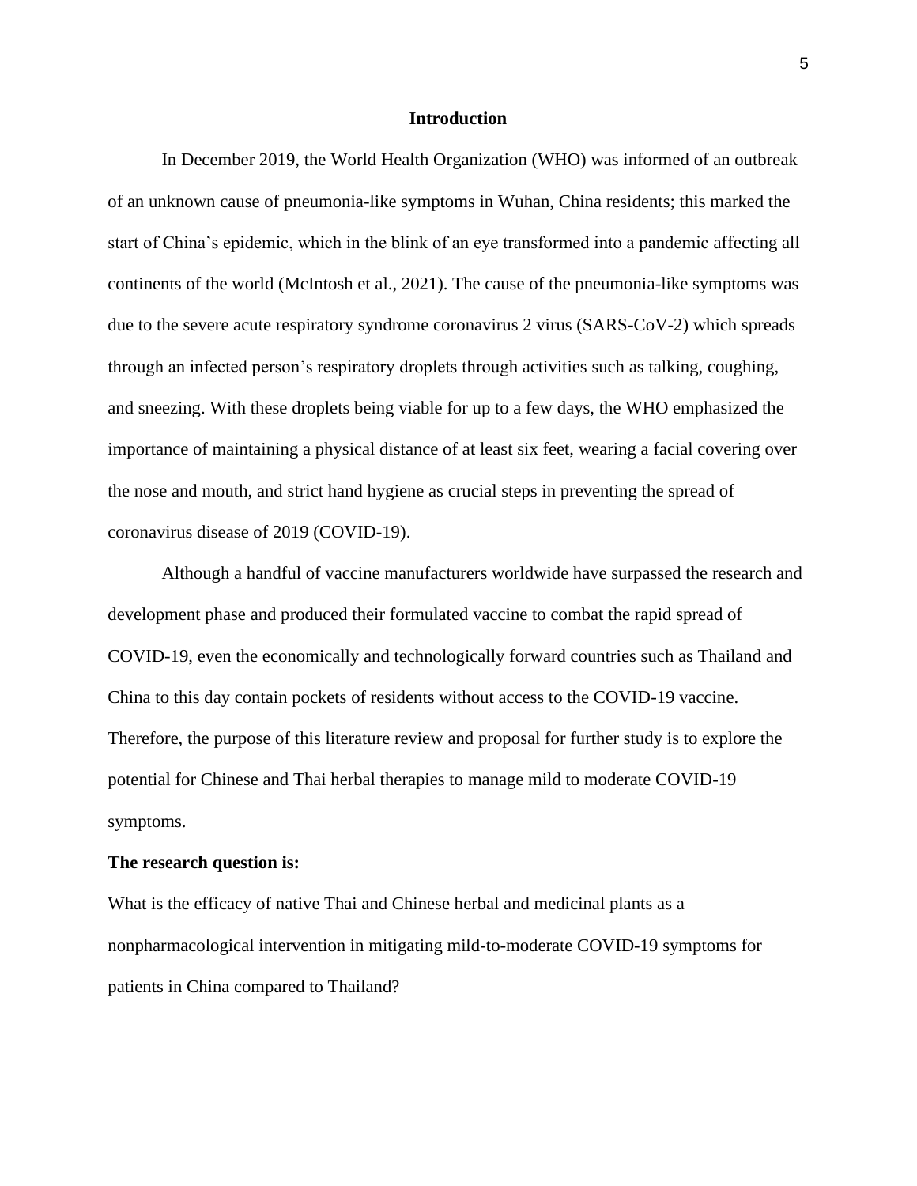# Introduction

In December 2019, the World Health Organization (WHO) was informed of an outbreak of an unknown cause of pneumonia-like symptoms in Wuhan, China residents; this marked the start of China's epidemic, which in the blink of an eye transformed into a pandemic affecting all continents of the world (McIntosh et al., 2021). The cause of the pneumonia-like symptoms was due to the severe acute respiratory syndrome coronavirus 2 virus (SARS-CoV-2) which spreads through an infected person's respiratory droplets through activities such as talking, coughing, and sneezing. With these droplets being viable for up to a few days, the WHO emphasized the importance of maintaining a physical distance of at least six feet, wearing a facial covering over the nose and mouth, and strict hand hygiene as crucial steps in preventing the spread of coronavirus disease of 2019 (COVID-19).

Although a handful of vaccine manufacturers worldwide have surpassed the research and development phase and produced their formulated vaccine to combat the rapid spread of COVID-19, even the economically and technologically forward countries such as Thailand and China to this day contain pockets of residents without access to the COVID-19 vaccine. Therefore, the purpose of this literature review and proposal for further study is to explore the potential for Chinese and Thai herbal therapies to manage mild to moderate COVID-19 symptoms.

**The research question is:**

What is the efficacy of native Thai and Chinese herbal and medicinal plants as a nonpharmacological intervention in mitigating mild-to-moderate COVID-19 symptoms for patients in China compared to Thailand?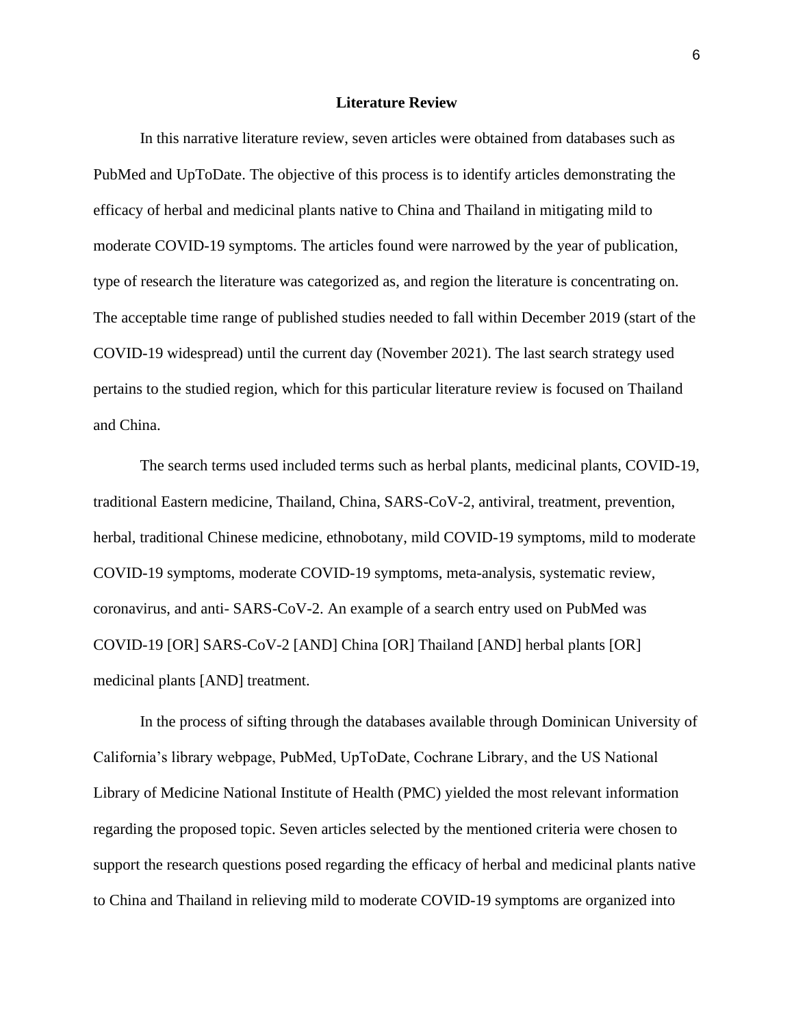## Literature Review

In this narrative literature review, seven articles were obtained from databases such as PubMed and UpToDate. The objective of this process is to identify articles demonstrating the efficacy of herbal and medicinal plants native to China and Thailand in mitigating mild to moderate COVID-19 symptoms. The articles found were narrowed by the year of publication, type of research the literature was categorized as, and region the literature is concentrating on. The acceptable time range of published studies needed to fall within December 2019 (start of the COVID-19 widespread) until the current day (November 2021). The last search strategy used pertains to the studied region, which for this particular literature review is focused on Thailand and China.

The search terms used included terms such as herbal plants, medicinal plants, COVID-19, traditional Eastern medicine, Thailand, China, SARS-CoV-2, antiviral, treatment, prevention, herbal, traditional Chinese medicine, ethnobotany, mild COVID-19 symptoms, mild to moderate COVID-19 symptoms, moderate COVID-19 symptoms, meta-analysis, systematic review, coronavirus, and anti- SARS-CoV-2. An example of a search entry used on PubMed was COVID-19 [OR] SARS-CoV-2 [AND] China [OR] Thailand [AND] herbal plants [OR] medicinal plants [AND] treatment.

In the process of sifting through the databases available through Dominican University of California's library webpage, PubMed, UpToDate, Cochrane Library, and the US National Library of Medicine National Institute of Health (PMC) yielded the most relevant information regarding the proposed topic. Seven articles selected by the mentioned criteria were chosen to support the research questions posed regarding the efficacy of herbal and medicinal plants native to China and Thailand in relieving mild to moderate COVID-19 symptoms are organized into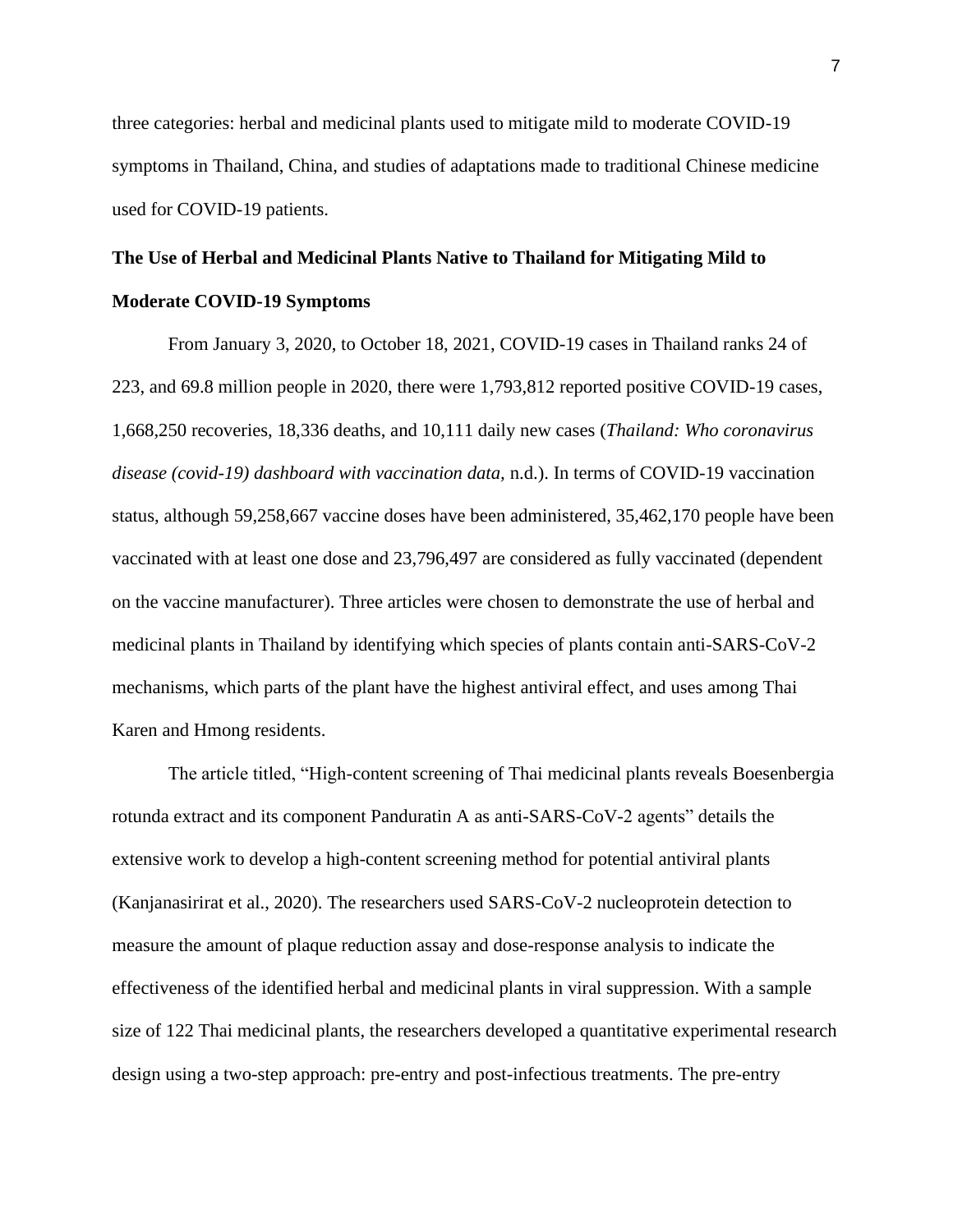three categories: herbal and medicinal plants used to mitigate mild to moderate COVID-19 symptoms in Thailand, China, and studies of adaptations made to traditional Chinese medicine used for COVID-19 patients.

## The Use of Herbal and Medicinal Plants Native to Thailand for Mitigating Mild to Moderate COVID-19 Symptoms

From January 3, 2020, to October 18, 2021, COVID-19 cases in Thailand ranks 24 of 223, and 69.8 million people in 2020, there were 1,793,812 reported positive COVID-19 cases, 1,668,250 recoveries, 18,336 deaths, and 10,111 daily new cases (*Thailand: Who coronavirus disease (covid-19) dashboard with vaccination data,* n.d.). In terms of COVID-19 vaccination status, although 59,258,667 vaccine doses have been administered, 35,462,170 people have been vaccinated with at least one dose and 23,796,497 are considered as fully vaccinated (dependent on the vaccine manufacturer). Three articles were chosen to demonstrate the use of herbal and medicinal plants in Thailand by identifying which species of plants contain anti-SARS-CoV-2 mechanisms, which parts of the plant have the highest antiviral effect, and uses among Thai Karen and Hmong residents.

The article titled, "High-content screening of Thai medicinal plants reveals Boesenbergia rotunda extract and its component Panduratin A as anti-SARS-CoV-2 agents" details the extensive work to develop a high-content screening method for potential antiviral plants (Kanjanasirirat et al., 2020). The researchers used SARS-CoV-2 nucleoprotein detection to measure the amount of plaque reduction assay and dose-response analysis to indicate the effectiveness of the identified herbal and medicinal plants in viral suppression. With a sample size of 122 Thai medicinal plants, the researchers developed a quantitative experimental research design using a two-step approach: pre-entry and post-infectious treatments. The pre-entry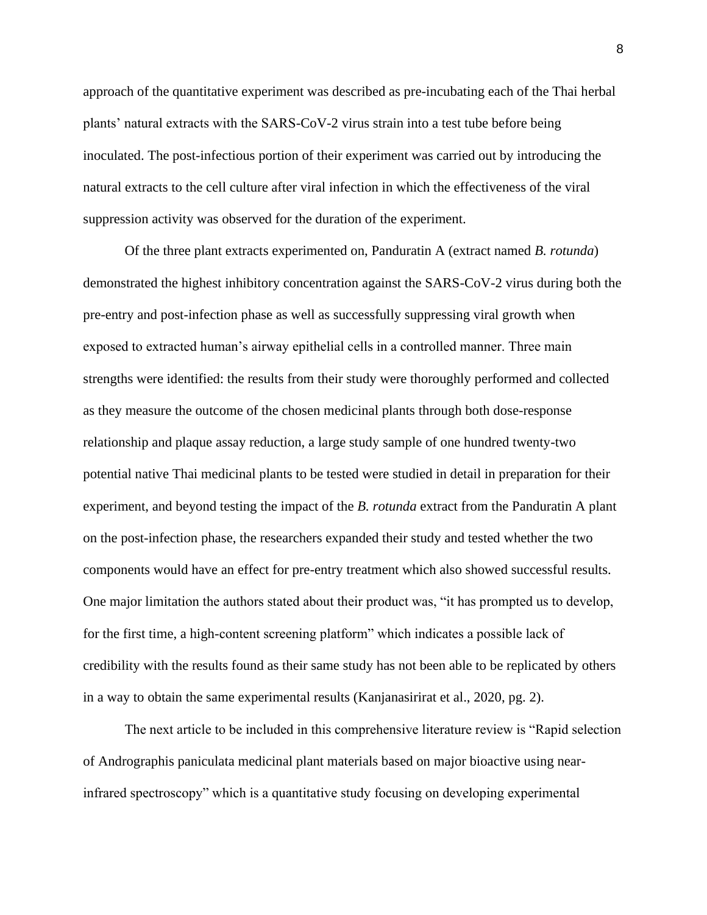approach of the quantitative experiment was described as pre-incubating each of the Thai herbal plants' natural extracts with the SARS-CoV-2 virus strain into a test tube before being inoculated. The post-infectious portion of their experiment was carried out by introducing the natural extracts to the cell culture after viral infection in which the effectiveness of the viral suppression activity was observed for the duration of the experiment.

Of the three plant extracts experimented on, Panduratin A (extract named *B. rotunda*) demonstrated the highest inhibitory concentration against the SARS-CoV-2 virus during both the pre-entry and post-infection phase as well as successfully suppressing viral growth when exposed to extracted human's airway epithelial cells in a controlled manner. Three main strengths were identified: the results from their study were thoroughly performed and collected as they measure the outcome of the chosen medicinal plants through both dose-response relationship and plaque assay reduction, a large study sample of one hundred twenty-two potential native Thai medicinal plants to be tested were studied in detail in preparation for their experiment, and beyond testing the impact of the *B. rotunda* extract from the Panduratin A plant on the post-infection phase, the researchers expanded their study and tested whether the two components would have an effect for pre-entry treatment which also showed successful results. One major limitation the authors stated about their product was, "it has prompted us to develop, for the first time, a high-content screening platform" which indicates a possible lack of credibility with the results found as their same study has not been able to be replicated by others in a way to obtain the same experimental results (Kanjanasirirat et al., 2020, pg. 2).

The next article to be included in this comprehensive literature review is "Rapid selection of Andrographis paniculata medicinal plant materials based on major bioactive using near-infrared spectroscopy" which is a quantitative study focusing on developing experimental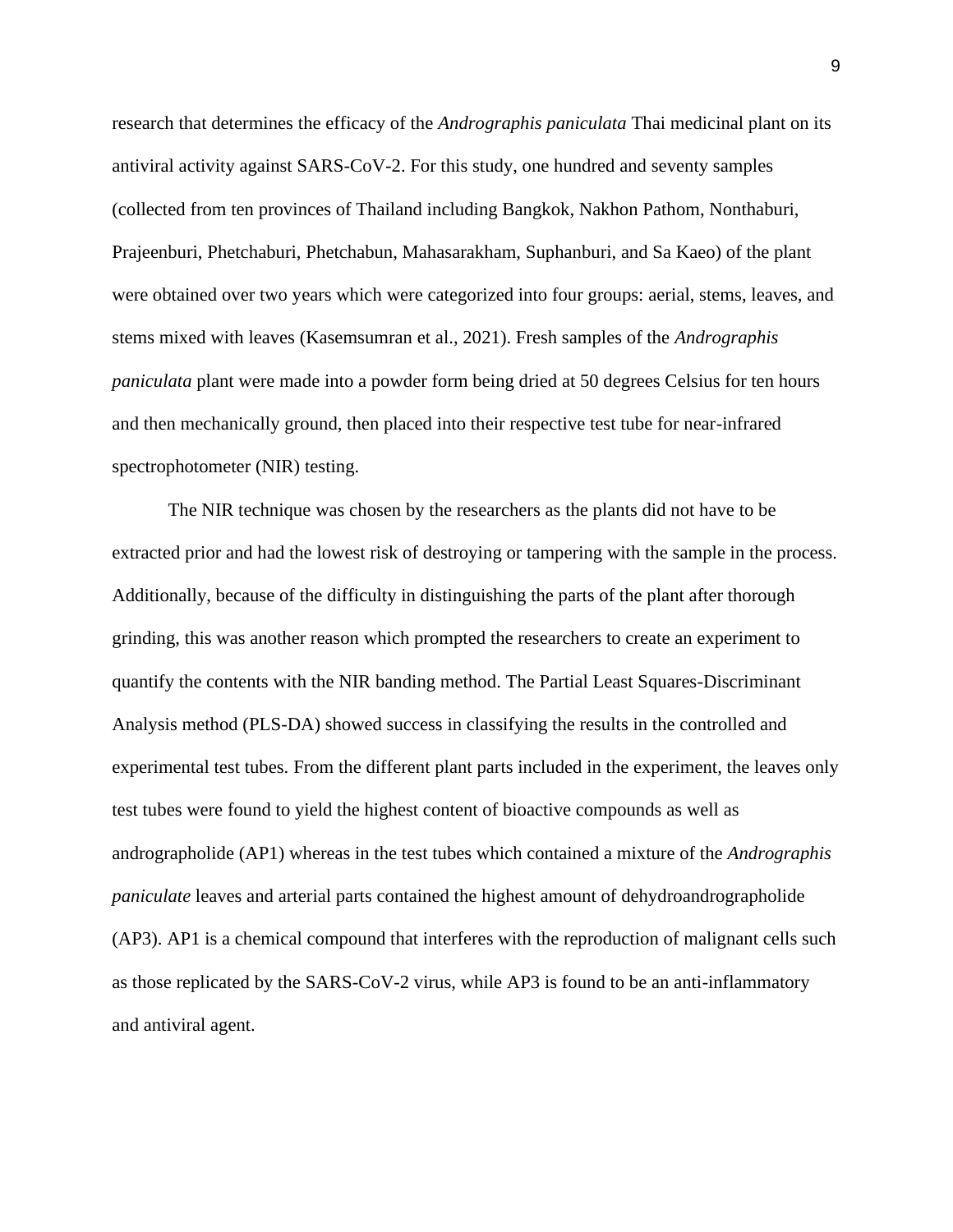research that determines the efficacy of the *Andrographis paniculata* Thai medicinal plant on its antiviral activity against SARS-CoV-2. For this study, one hundred and seventy samples (collected from ten provinces of Thailand including Bangkok, Nakhon Pathom, Nonthaburi, Prajeenburi, Phetchaburi, Phetchabun, Mahasarakham, Suphanburi, and Sa Kaeo) of the plant were obtained over two years which were categorized into four groups: aerial, stems, leaves, and stems mixed with leaves (Kasemsumran et al., 2021). Fresh samples of the *Andrographis paniculata* plant were made into a powder form being dried at 50 degrees Celsius for ten hours and then mechanically ground, then placed into their respective test tube for near-infrared spectrophotometer (NIR) testing.

The NIR technique was chosen by the researchers as the plants did not have to be extracted prior and had the lowest risk of destroying or tampering with the sample in the process. Additionally, because of the difficulty in distinguishing the parts of the plant after thorough grinding, this was another reason which prompted the researchers to create an experiment to quantify the contents with the NIR banding method. The Partial Least Squares-Discriminant Analysis method (PLS-DA) showed success in classifying the results in the controlled and experimental test tubes. From the different plant parts included in the experiment, the leaves only test tubes were found to yield the highest content of bioactive compounds as well as andrographolide (AP1) whereas in the test tubes which contained a mixture of the *Andrographis paniculate* leaves and arterial parts contained the highest amount of dehydroandrographolide (AP3). AP1 is a chemical compound that interferes with the reproduction of malignant cells such as those replicated by the SARS-CoV-2 virus, while AP3 is found to be an anti-inflammatory and antiviral agent.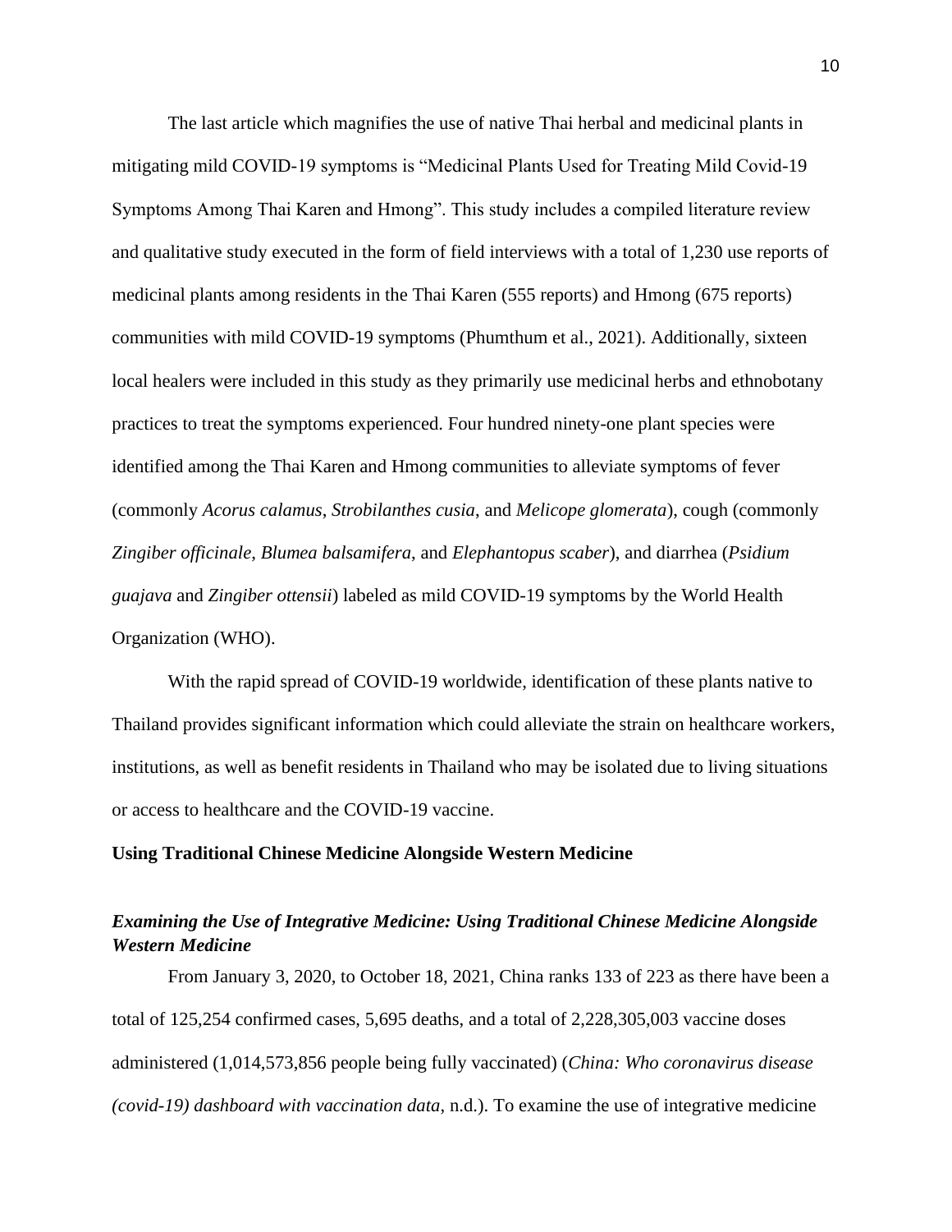The last article which magnifies the use of native Thai herbal and medicinal plants in mitigating mild COVID-19 symptoms is "Medicinal Plants Used for Treating Mild Covid-19 Symptoms Among Thai Karen and Hmong". This study includes a compiled literature review and qualitative study executed in the form of field interviews with a total of 1,230 use reports of medicinal plants among residents in the Thai Karen (555 reports) and Hmong (675 reports) communities with mild COVID-19 symptoms (Phumthum et al., 2021). Additionally, sixteen local healers were included in this study as they primarily use medicinal herbs and ethnobotany practices to treat the symptoms experienced. Four hundred ninety-one plant species were identified among the Thai Karen and Hmong communities to alleviate symptoms of fever (commonly *Acorus calamus*, *Strobilanthes cusia*, and *Melicope glomerata*), cough (commonly *Zingiber officinale*, *Blumea balsamifera*, and *Elephantopus scaber*), and diarrhea (*Psidium guajava* and *Zingiber ottensii*) labeled as mild COVID-19 symptoms by the World Health Organization (WHO).

With the rapid spread of COVID-19 worldwide, identification of these plants native to Thailand provides significant information which could alleviate the strain on healthcare workers, institutions, as well as benefit residents in Thailand who may be isolated due to living situations or access to healthcare and the COVID-19 vaccine.

## Using Traditional Chinese Medicine Alongside Western Medicine

### *Examining the Use of Integrative Medicine: Using Traditional Chinese Medicine Alongside Western Medicine*

From January 3, 2020, to October 18, 2021, China ranks 133 of 223 as there have been a total of 125,254 confirmed cases, 5,695 deaths, and a total of 2,228,305,003 vaccine doses administered (1,014,573,856 people being fully vaccinated) (*China: Who coronavirus disease (covid-19) dashboard with vaccination data*, n.d.). To examine the use of integrative medicine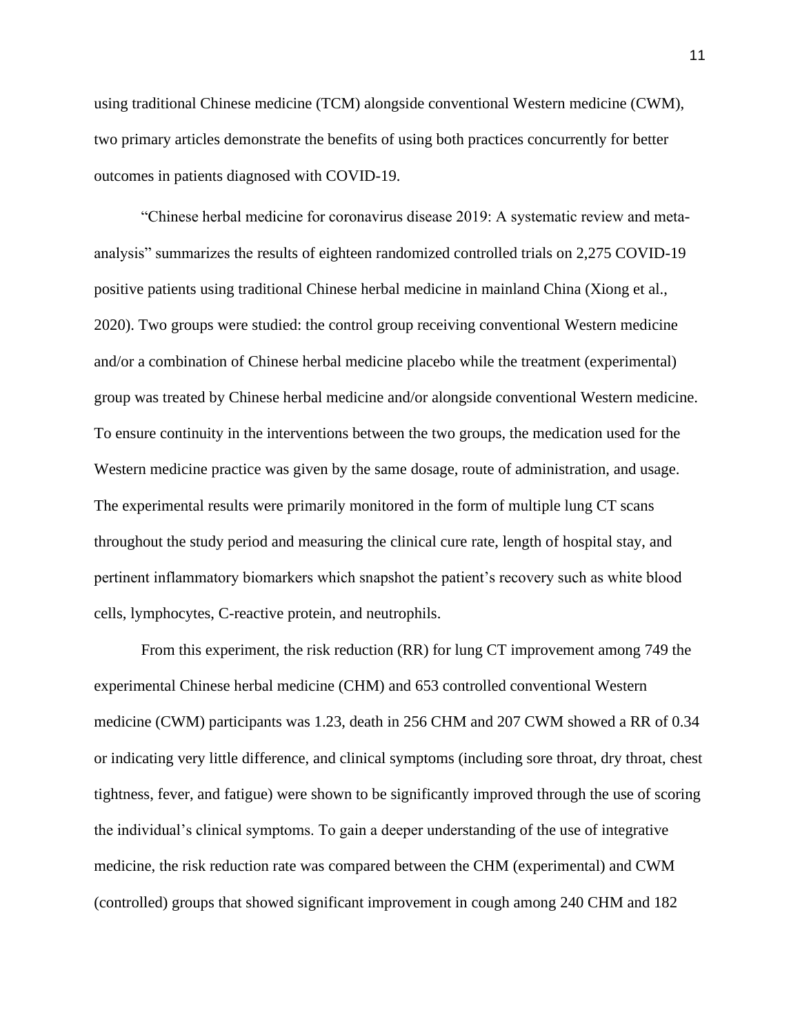using traditional Chinese medicine (TCM) alongside conventional Western medicine (CWM), two primary articles demonstrate the benefits of using both practices concurrently for better outcomes in patients diagnosed with COVID-19.

"Chinese herbal medicine for coronavirus disease 2019: A systematic review and meta-analysis" summarizes the results of eighteen randomized controlled trials on 2,275 COVID-19 positive patients using traditional Chinese herbal medicine in mainland China (Xiong et al., 2020). Two groups were studied: the control group receiving conventional Western medicine and/or a combination of Chinese herbal medicine placebo while the treatment (experimental) group was treated by Chinese herbal medicine and/or alongside conventional Western medicine. To ensure continuity in the interventions between the two groups, the medication used for the Western medicine practice was given by the same dosage, route of administration, and usage. The experimental results were primarily monitored in the form of multiple lung CT scans throughout the study period and measuring the clinical cure rate, length of hospital stay, and pertinent inflammatory biomarkers which snapshot the patient's recovery such as white blood cells, lymphocytes, C-reactive protein, and neutrophils.

From this experiment, the risk reduction (RR) for lung CT improvement among 749 the experimental Chinese herbal medicine (CHM) and 653 controlled conventional Western medicine (CWM) participants was 1.23, death in 256 CHM and 207 CWM showed a RR of 0.34 or indicating very little difference, and clinical symptoms (including sore throat, dry throat, chest tightness, fever, and fatigue) were shown to be significantly improved through the use of scoring the individual's clinical symptoms. To gain a deeper understanding of the use of integrative medicine, the risk reduction rate was compared between the CHM (experimental) and CWM (controlled) groups that showed significant improvement in cough among 240 CHM and 182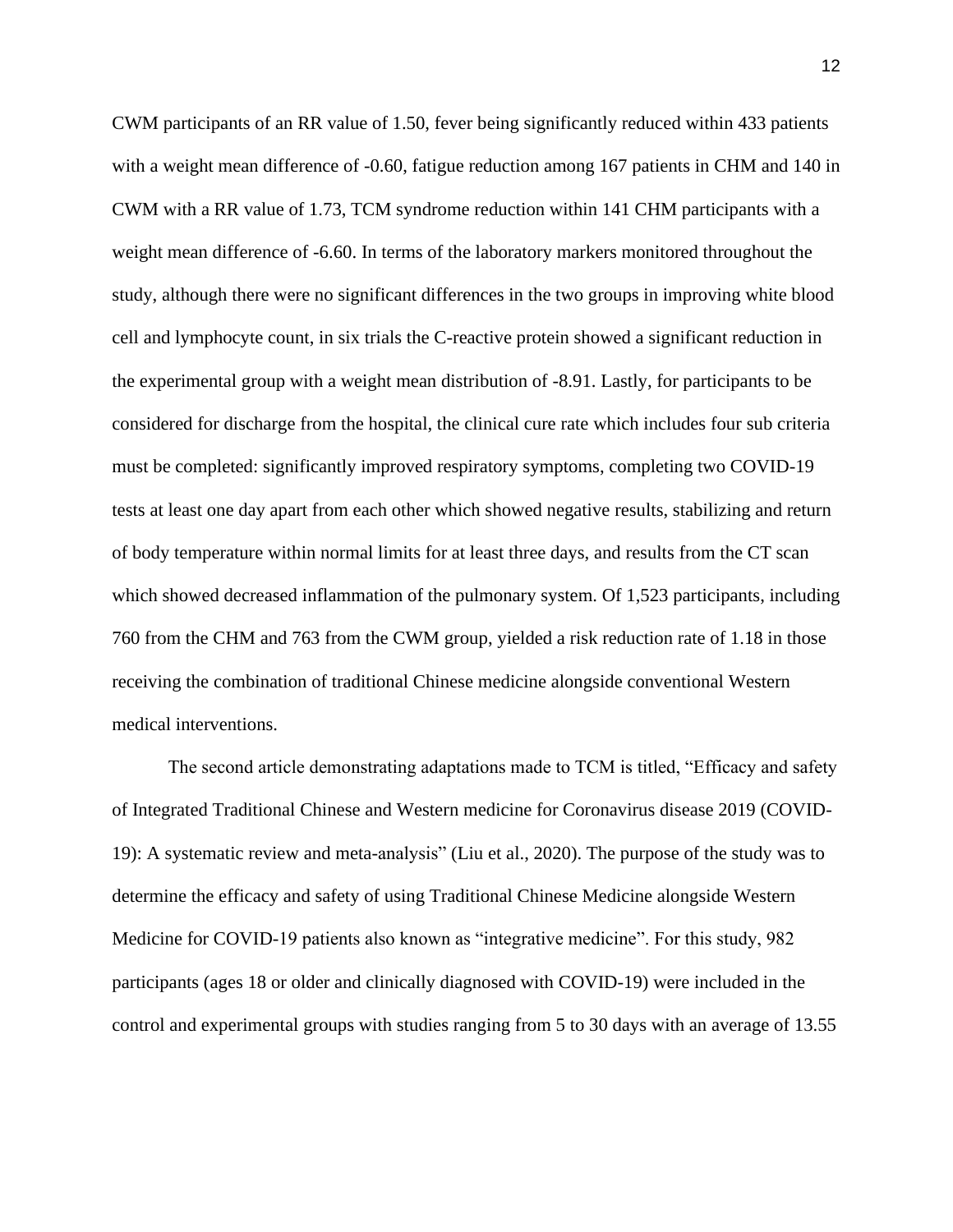CWM participants of an RR value of 1.50, fever being significantly reduced within 433 patients with a weight mean difference of -0.60, fatigue reduction among 167 patients in CHM and 140 in CWM with a RR value of 1.73, TCM syndrome reduction within 141 CHM participants with a weight mean difference of -6.60. In terms of the laboratory markers monitored throughout the study, although there were no significant differences in the two groups in improving white blood cell and lymphocyte count, in six trials the C-reactive protein showed a significant reduction in the experimental group with a weight mean distribution of -8.91. Lastly, for participants to be considered for discharge from the hospital, the clinical cure rate which includes four sub criteria must be completed: significantly improved respiratory symptoms, completing two COVID-19 tests at least one day apart from each other which showed negative results, stabilizing and return of body temperature within normal limits for at least three days, and results from the CT scan which showed decreased inflammation of the pulmonary system. Of 1,523 participants, including 760 from the CHM and 763 from the CWM group, yielded a risk reduction rate of 1.18 in those receiving the combination of traditional Chinese medicine alongside conventional Western medical interventions.

The second article demonstrating adaptations made to TCM is titled, "Efficacy and safety of Integrated Traditional Chinese and Western medicine for Coronavirus disease 2019 (COVID-19): A systematic review and meta-analysis" (Liu et al., 2020). The purpose of the study was to determine the efficacy and safety of using Traditional Chinese Medicine alongside Western Medicine for COVID-19 patients also known as "integrative medicine". For this study, 982 participants (ages 18 or older and clinically diagnosed with COVID-19) were included in the control and experimental groups with studies ranging from 5 to 30 days with an average of 13.55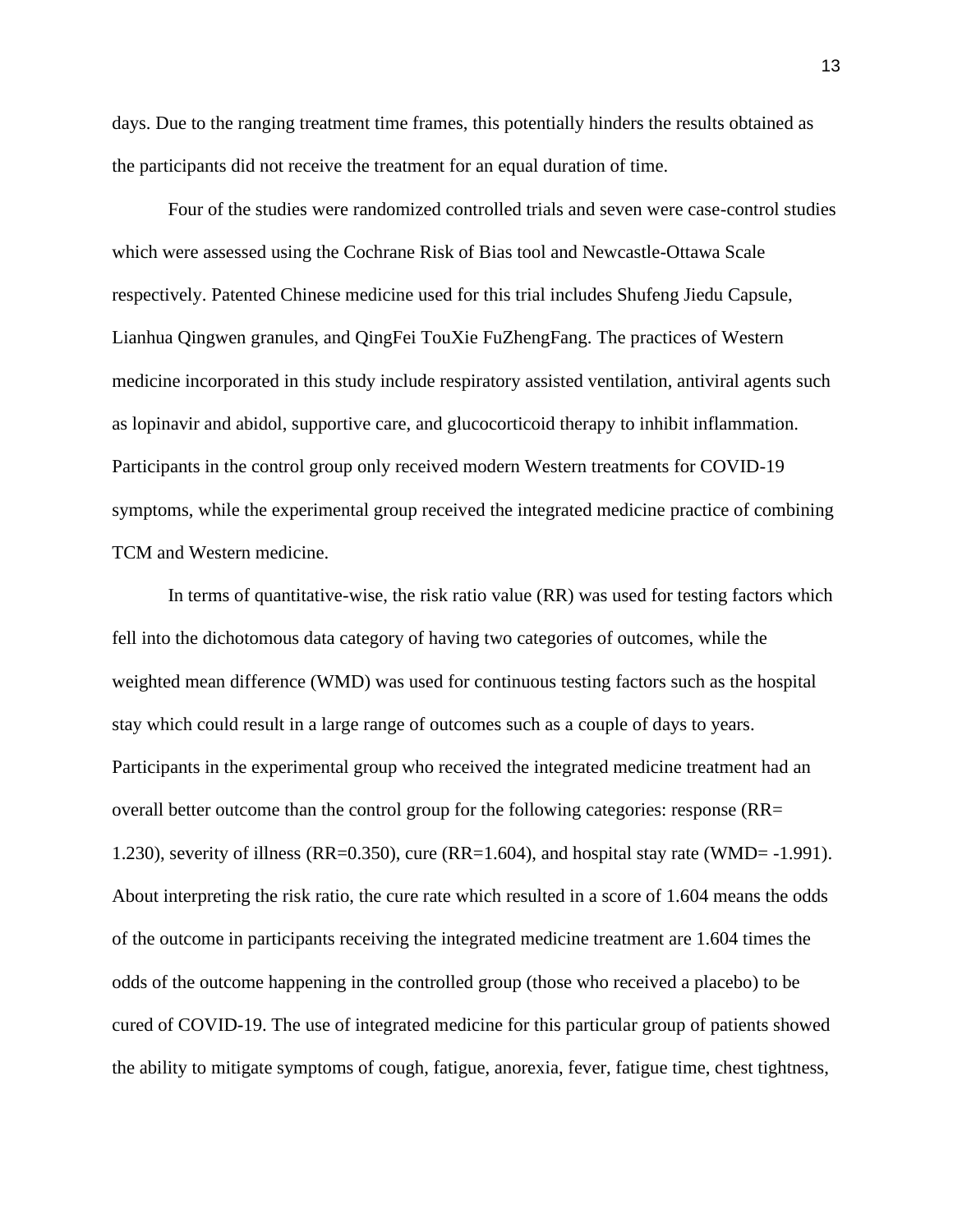days. Due to the ranging treatment time frames, this potentially hinders the results obtained as the participants did not receive the treatment for an equal duration of time.

Four of the studies were randomized controlled trials and seven were case-control studies which were assessed using the Cochrane Risk of Bias tool and Newcastle-Ottawa Scale respectively. Patented Chinese medicine used for this trial includes Shufeng Jiedu Capsule, Lianhua Qingwen granules, and QingFei TouXie FuZhengFang. The practices of Western medicine incorporated in this study include respiratory assisted ventilation, antiviral agents such as lopinavir and abidol, supportive care, and glucocorticoid therapy to inhibit inflammation. Participants in the control group only received modern Western treatments for COVID-19 symptoms, while the experimental group received the integrated medicine practice of combining TCM and Western medicine.

In terms of quantitative-wise, the risk ratio value (RR) was used for testing factors which fell into the dichotomous data category of having two categories of outcomes, while the weighted mean difference (WMD) was used for continuous testing factors such as the hospital stay which could result in a large range of outcomes such as a couple of days to years. Participants in the experimental group who received the integrated medicine treatment had an overall better outcome than the control group for the following categories: response (RR= 1.230), severity of illness (RR=0.350), cure (RR=1.604), and hospital stay rate (WMD= -1.991). About interpreting the risk ratio, the cure rate which resulted in a score of 1.604 means the odds of the outcome in participants receiving the integrated medicine treatment are 1.604 times the odds of the outcome happening in the controlled group (those who received a placebo) to be cured of COVID-19. The use of integrated medicine for this particular group of patients showed the ability to mitigate symptoms of cough, fatigue, anorexia, fever, fatigue time, chest tightness,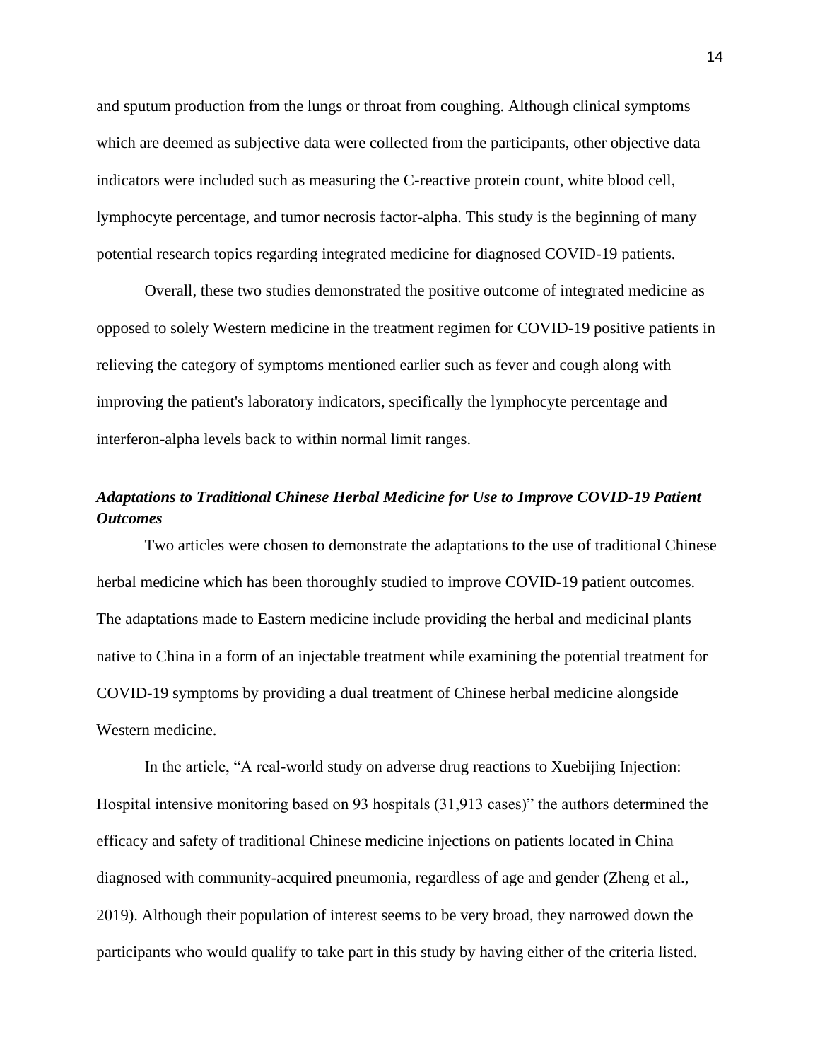and sputum production from the lungs or throat from coughing. Although clinical symptoms which are deemed as subjective data were collected from the participants, other objective data indicators were included such as measuring the C-reactive protein count, white blood cell, lymphocyte percentage, and tumor necrosis factor-alpha. This study is the beginning of many potential research topics regarding integrated medicine for diagnosed COVID-19 patients.

Overall, these two studies demonstrated the positive outcome of integrated medicine as opposed to solely Western medicine in the treatment regimen for COVID-19 positive patients in relieving the category of symptoms mentioned earlier such as fever and cough along with improving the patient's laboratory indicators, specifically the lymphocyte percentage and interferon-alpha levels back to within normal limit ranges.

### *Adaptations to Traditional Chinese Herbal Medicine for Use to Improve COVID-19 Patient Outcomes*

Two articles were chosen to demonstrate the adaptations to the use of traditional Chinese herbal medicine which has been thoroughly studied to improve COVID-19 patient outcomes. The adaptations made to Eastern medicine include providing the herbal and medicinal plants native to China in a form of an injectable treatment while examining the potential treatment for COVID-19 symptoms by providing a dual treatment of Chinese herbal medicine alongside Western medicine.

In the article, "A real-world study on adverse drug reactions to Xuebijing Injection: Hospital intensive monitoring based on 93 hospitals (31,913 cases)" the authors determined the efficacy and safety of traditional Chinese medicine injections on patients located in China diagnosed with community-acquired pneumonia, regardless of age and gender (Zheng et al., 2019). Although their population of interest seems to be very broad, they narrowed down the participants who would qualify to take part in this study by having either of the criteria listed.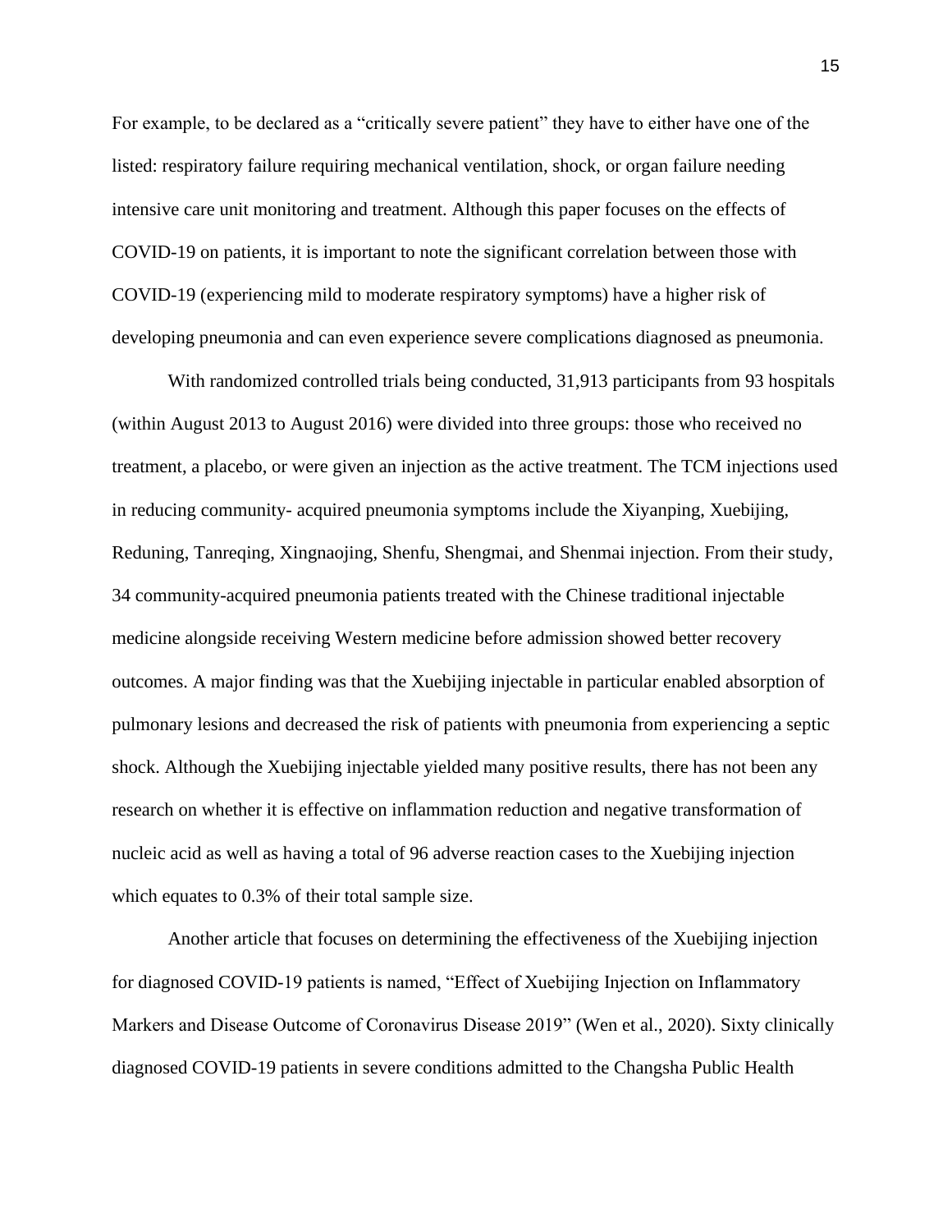For example, to be declared as a "critically severe patient" they have to either have one of the listed: respiratory failure requiring mechanical ventilation, shock, or organ failure needing intensive care unit monitoring and treatment. Although this paper focuses on the effects of COVID-19 on patients, it is important to note the significant correlation between those with COVID-19 (experiencing mild to moderate respiratory symptoms) have a higher risk of developing pneumonia and can even experience severe complications diagnosed as pneumonia.

With randomized controlled trials being conducted, 31,913 participants from 93 hospitals (within August 2013 to August 2016) were divided into three groups: those who received no treatment, a placebo, or were given an injection as the active treatment. The TCM injections used in reducing community- acquired pneumonia symptoms include the Xiyanping, Xuebijing, Reduning, Tanreqing, Xingnaojing, Shenfu, Shengmai, and Shenmai injection. From their study, 34 community-acquired pneumonia patients treated with the Chinese traditional injectable medicine alongside receiving Western medicine before admission showed better recovery outcomes. A major finding was that the Xuebijing injectable in particular enabled absorption of pulmonary lesions and decreased the risk of patients with pneumonia from experiencing a septic shock. Although the Xuebijing injectable yielded many positive results, there has not been any research on whether it is effective on inflammation reduction and negative transformation of nucleic acid as well as having a total of 96 adverse reaction cases to the Xuebijing injection which equates to 0.3% of their total sample size.

Another article that focuses on determining the effectiveness of the Xuebijing injection for diagnosed COVID-19 patients is named, "Effect of Xuebijing Injection on Inflammatory Markers and Disease Outcome of Coronavirus Disease 2019" (Wen et al., 2020). Sixty clinically diagnosed COVID-19 patients in severe conditions admitted to the Changsha Public Health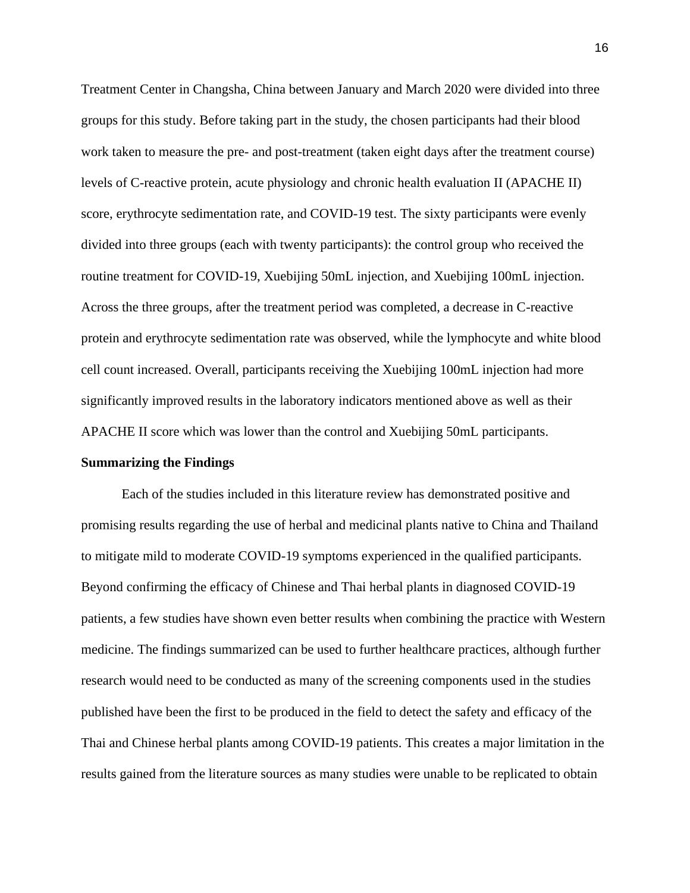Treatment Center in Changsha, China between January and March 2020 were divided into three groups for this study. Before taking part in the study, the chosen participants had their blood work taken to measure the pre- and post-treatment (taken eight days after the treatment course) levels of C-reactive protein, acute physiology and chronic health evaluation II (APACHE II) score, erythrocyte sedimentation rate, and COVID-19 test. The sixty participants were evenly divided into three groups (each with twenty participants): the control group who received the routine treatment for COVID-19, Xuebijing 50mL injection, and Xuebijing 100mL injection. Across the three groups, after the treatment period was completed, a decrease in C-reactive protein and erythrocyte sedimentation rate was observed, while the lymphocyte and white blood cell count increased. Overall, participants receiving the Xuebijing 100mL injection had more significantly improved results in the laboratory indicators mentioned above as well as their APACHE II score which was lower than the control and Xuebijing 50mL participants.

**Summarizing the Findings**

Each of the studies included in this literature review has demonstrated positive and promising results regarding the use of herbal and medicinal plants native to China and Thailand to mitigate mild to moderate COVID-19 symptoms experienced in the qualified participants. Beyond confirming the efficacy of Chinese and Thai herbal plants in diagnosed COVID-19 patients, a few studies have shown even better results when combining the practice with Western medicine. The findings summarized can be used to further healthcare practices, although further research would need to be conducted as many of the screening components used in the studies published have been the first to be produced in the field to detect the safety and efficacy of the Thai and Chinese herbal plants among COVID-19 patients. This creates a major limitation in the results gained from the literature sources as many studies were unable to be replicated to obtain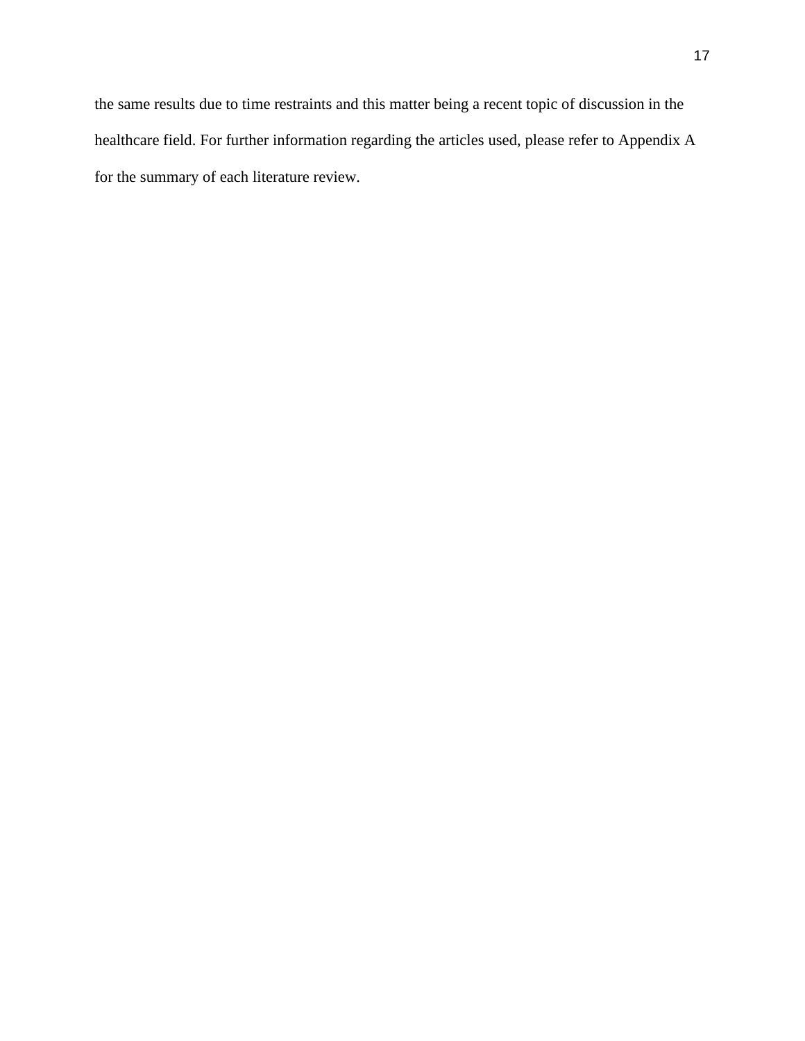the same results due to time restraints and this matter being a recent topic of discussion in the healthcare field. For further information regarding the articles used, please refer to Appendix A for the summary of each literature review.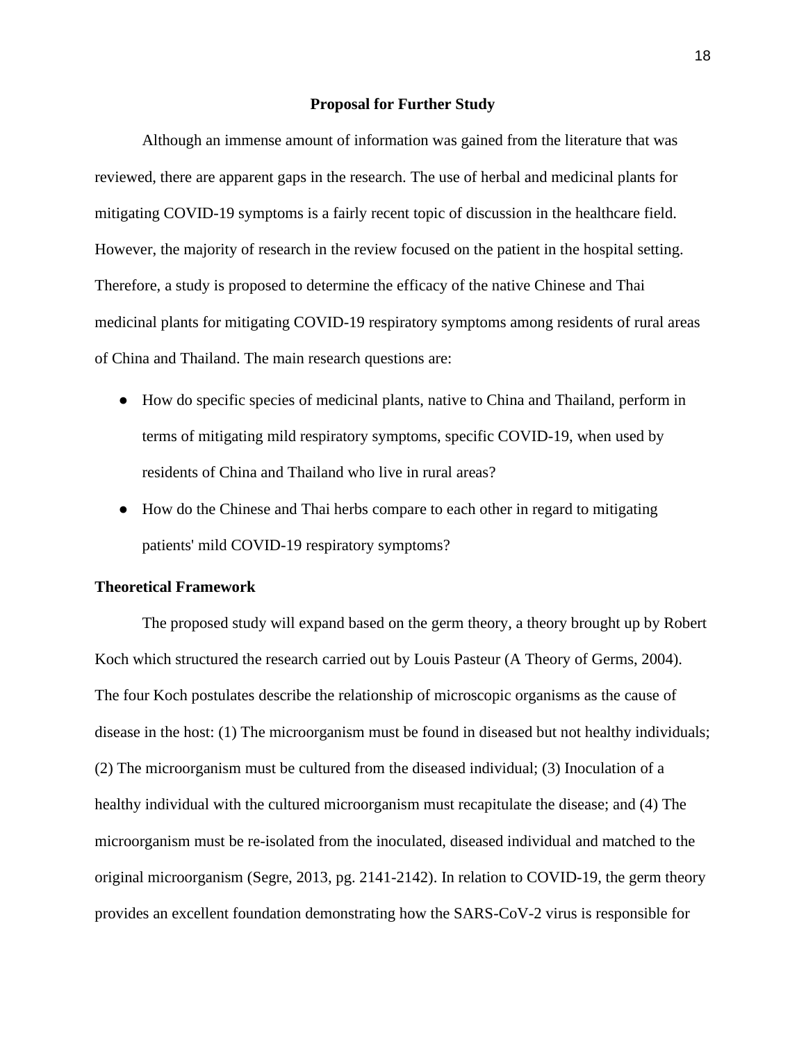## Proposal for Further Study

Although an immense amount of information was gained from the literature that was reviewed, there are apparent gaps in the research. The use of herbal and medicinal plants for mitigating COVID-19 symptoms is a fairly recent topic of discussion in the healthcare field. However, the majority of research in the review focused on the patient in the hospital setting. Therefore, a study is proposed to determine the efficacy of the native Chinese and Thai medicinal plants for mitigating COVID-19 respiratory symptoms among residents of rural areas of China and Thailand. The main research questions are:

- How do specific species of medicinal plants, native to China and Thailand, perform in terms of mitigating mild respiratory symptoms, specific COVID-19, when used by residents of China and Thailand who live in rural areas?
- How do the Chinese and Thai herbs compare to each other in regard to mitigating patients' mild COVID-19 respiratory symptoms?

### Theoretical Framework

The proposed study will expand based on the germ theory, a theory brought up by Robert Koch which structured the research carried out by Louis Pasteur (A Theory of Germs, 2004). The four Koch postulates describe the relationship of microscopic organisms as the cause of disease in the host: (1) The microorganism must be found in diseased but not healthy individuals; (2) The microorganism must be cultured from the diseased individual; (3) Inoculation of a healthy individual with the cultured microorganism must recapitulate the disease; and (4) The microorganism must be re-isolated from the inoculated, diseased individual and matched to the original microorganism (Segre, 2013, pg. 2141-2142). In relation to COVID-19, the germ theory provides an excellent foundation demonstrating how the SARS-CoV-2 virus is responsible for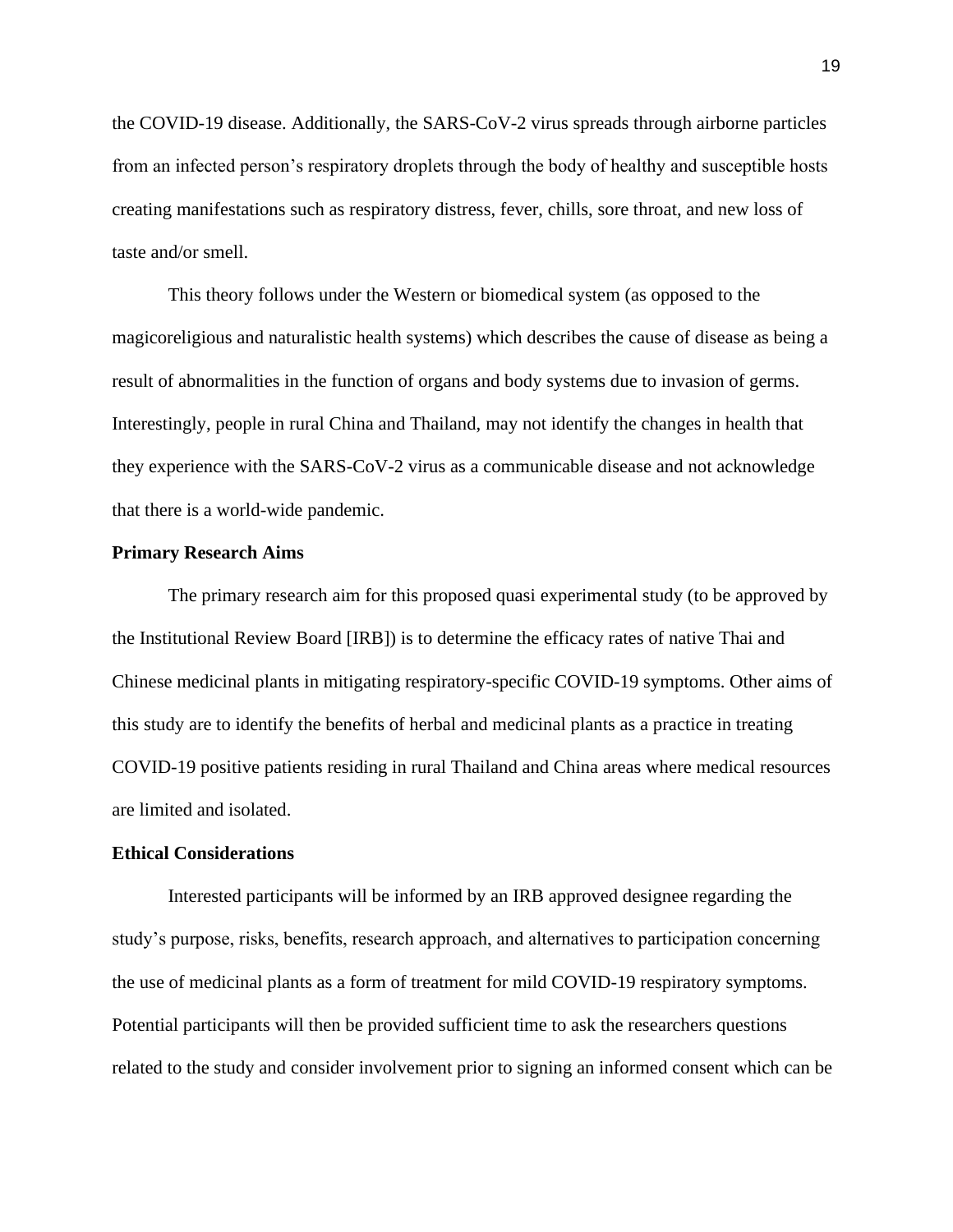the COVID-19 disease. Additionally, the SARS-CoV-2 virus spreads through airborne particles from an infected person's respiratory droplets through the body of healthy and susceptible hosts creating manifestations such as respiratory distress, fever, chills, sore throat, and new loss of taste and/or smell.

This theory follows under the Western or biomedical system (as opposed to the magicoreligious and naturalistic health systems) which describes the cause of disease as being a result of abnormalities in the function of organs and body systems due to invasion of germs. Interestingly, people in rural China and Thailand, may not identify the changes in health that they experience with the SARS-CoV-2 virus as a communicable disease and not acknowledge that there is a world-wide pandemic.

## Primary Research Aims

The primary research aim for this proposed quasi experimental study (to be approved by the Institutional Review Board [IRB]) is to determine the efficacy rates of native Thai and Chinese medicinal plants in mitigating respiratory-specific COVID-19 symptoms. Other aims of this study are to identify the benefits of herbal and medicinal plants as a practice in treating COVID-19 positive patients residing in rural Thailand and China areas where medical resources are limited and isolated.

## Ethical Considerations

Interested participants will be informed by an IRB approved designee regarding the study's purpose, risks, benefits, research approach, and alternatives to participation concerning the use of medicinal plants as a form of treatment for mild COVID-19 respiratory symptoms. Potential participants will then be provided sufficient time to ask the researchers questions related to the study and consider involvement prior to signing an informed consent which can be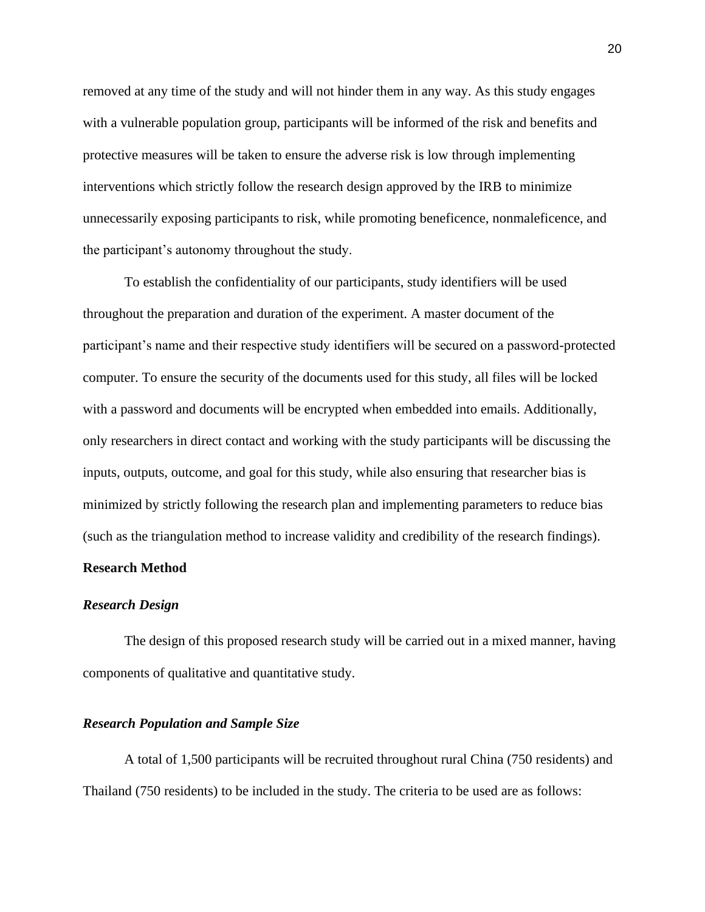removed at any time of the study and will not hinder them in any way. As this study engages with a vulnerable population group, participants will be informed of the risk and benefits and protective measures will be taken to ensure the adverse risk is low through implementing interventions which strictly follow the research design approved by the IRB to minimize unnecessarily exposing participants to risk, while promoting beneficence, nonmaleficence, and the participant's autonomy throughout the study.

To establish the confidentiality of our participants, study identifiers will be used throughout the preparation and duration of the experiment. A master document of the participant's name and their respective study identifiers will be secured on a password-protected computer. To ensure the security of the documents used for this study, all files will be locked with a password and documents will be encrypted when embedded into emails. Additionally, only researchers in direct contact and working with the study participants will be discussing the inputs, outputs, outcome, and goal for this study, while also ensuring that researcher bias is minimized by strictly following the research plan and implementing parameters to reduce bias (such as the triangulation method to increase validity and credibility of the research findings).

## Research Method

### *Research Design*

The design of this proposed research study will be carried out in a mixed manner, having components of qualitative and quantitative study.

### *Research Population and Sample Size*

A total of 1,500 participants will be recruited throughout rural China (750 residents) and Thailand (750 residents) to be included in the study. The criteria to be used are as follows: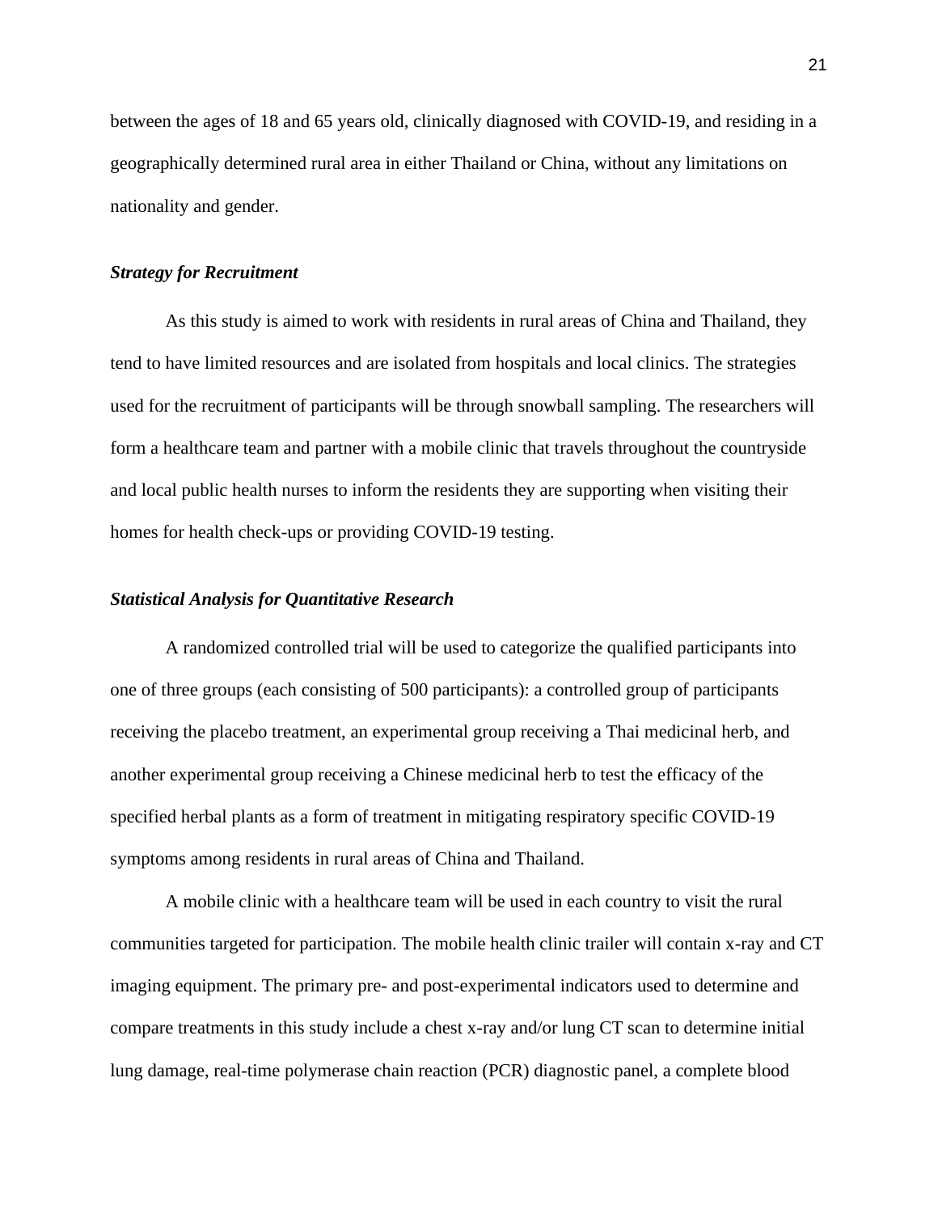between the ages of 18 and 65 years old, clinically diagnosed with COVID-19, and residing in a geographically determined rural area in either Thailand or China, without any limitations on nationality and gender.

### *Strategy for Recruitment*

As this study is aimed to work with residents in rural areas of China and Thailand, they tend to have limited resources and are isolated from hospitals and local clinics. The strategies used for the recruitment of participants will be through snowball sampling. The researchers will form a healthcare team and partner with a mobile clinic that travels throughout the countryside and local public health nurses to inform the residents they are supporting when visiting their homes for health check-ups or providing COVID-19 testing.

### *Statistical Analysis for Quantitative Research*

A randomized controlled trial will be used to categorize the qualified participants into one of three groups (each consisting of 500 participants): a controlled group of participants receiving the placebo treatment, an experimental group receiving a Thai medicinal herb, and another experimental group receiving a Chinese medicinal herb to test the efficacy of the specified herbal plants as a form of treatment in mitigating respiratory specific COVID-19 symptoms among residents in rural areas of China and Thailand.

A mobile clinic with a healthcare team will be used in each country to visit the rural communities targeted for participation. The mobile health clinic trailer will contain x-ray and CT imaging equipment. The primary pre- and post-experimental indicators used to determine and compare treatments in this study include a chest x-ray and/or lung CT scan to determine initial lung damage, real-time polymerase chain reaction (PCR) diagnostic panel, a complete blood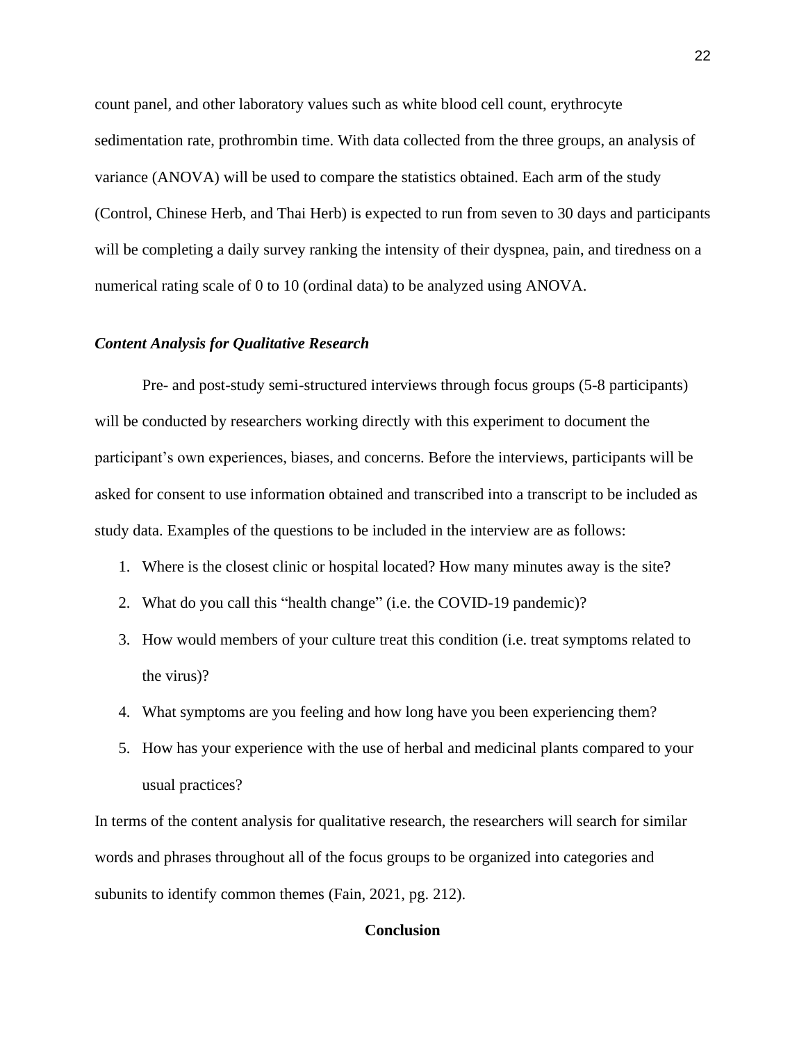count panel, and other laboratory values such as white blood cell count, erythrocyte sedimentation rate, prothrombin time. With data collected from the three groups, an analysis of variance (ANOVA) will be used to compare the statistics obtained. Each arm of the study (Control, Chinese Herb, and Thai Herb) is expected to run from seven to 30 days and participants will be completing a daily survey ranking the intensity of their dyspnea, pain, and tiredness on a numerical rating scale of 0 to 10 (ordinal data) to be analyzed using ANOVA.

### *Content Analysis for Qualitative Research*

Pre- and post-study semi-structured interviews through focus groups (5-8 participants) will be conducted by researchers working directly with this experiment to document the participant's own experiences, biases, and concerns. Before the interviews, participants will be asked for consent to use information obtained and transcribed into a transcript to be included as study data. Examples of the questions to be included in the interview are as follows:

1. Where is the closest clinic or hospital located? How many minutes away is the site?
2. What do you call this "health change" (i.e. the COVID-19 pandemic)?
3. How would members of your culture treat this condition (i.e. treat symptoms related to the virus)?
4. What symptoms are you feeling and how long have you been experiencing them?
5. How has your experience with the use of herbal and medicinal plants compared to your usual practices?

In terms of the content analysis for qualitative research, the researchers will search for similar words and phrases throughout all of the focus groups to be organized into categories and subunits to identify common themes (Fain, 2021, pg. 212).

## Conclusion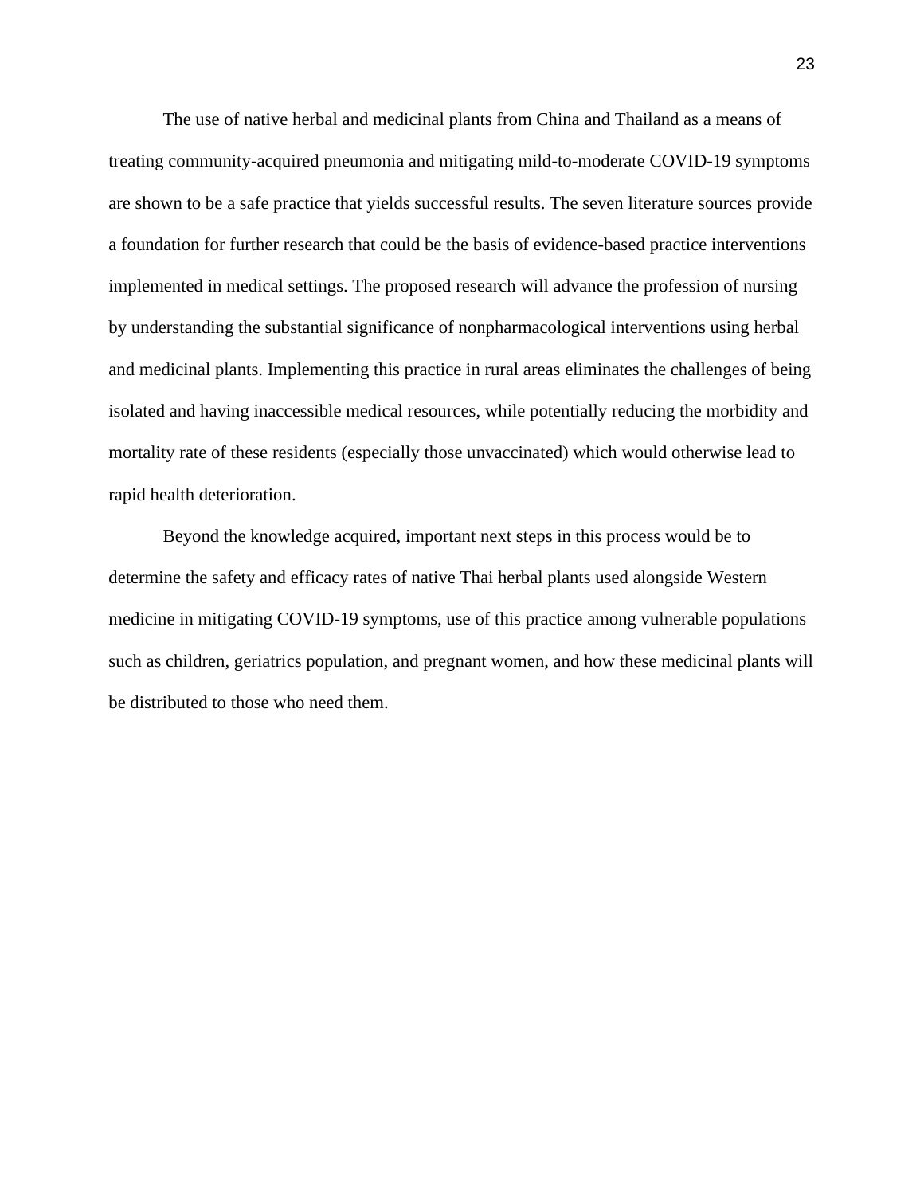The use of native herbal and medicinal plants from China and Thailand as a means of treating community-acquired pneumonia and mitigating mild-to-moderate COVID-19 symptoms are shown to be a safe practice that yields successful results. The seven literature sources provide a foundation for further research that could be the basis of evidence-based practice interventions implemented in medical settings. The proposed research will advance the profession of nursing by understanding the substantial significance of nonpharmacological interventions using herbal and medicinal plants. Implementing this practice in rural areas eliminates the challenges of being isolated and having inaccessible medical resources, while potentially reducing the morbidity and mortality rate of these residents (especially those unvaccinated) which would otherwise lead to rapid health deterioration.

Beyond the knowledge acquired, important next steps in this process would be to determine the safety and efficacy rates of native Thai herbal plants used alongside Western medicine in mitigating COVID-19 symptoms, use of this practice among vulnerable populations such as children, geriatrics population, and pregnant women, and how these medicinal plants will be distributed to those who need them.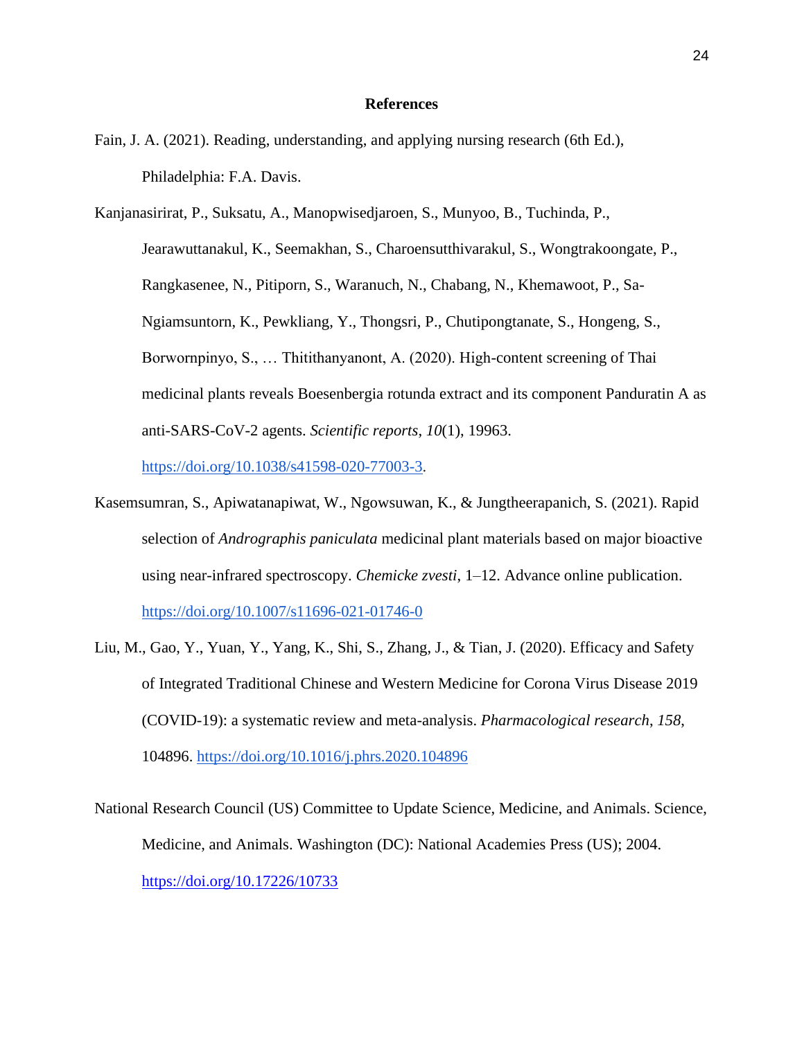# References

Fain, J. A. (2021). Reading, understanding, and applying nursing research (6th Ed.), Philadelphia: F.A. Davis.

Kanjanasirirat, P., Suksatu, A., Manopwisedjaroen, S., Munyoo, B., Tuchinda, P., Jearawuttanakul, K., Seemakhan, S., Charoensutthivarakul, S., Wongtrakoongate, P., Rangkasenee, N., Pitiporn, S., Waranuch, N., Chabang, N., Khemawoot, P., Sa-Ngiamsuntorn, K., Pewkliang, Y., Thongsri, P., Chutipongtanate, S., Hongeng, S., Borwornpinyo, S., … Thitithanyanont, A. (2020). High-content screening of Thai medicinal plants reveals Boesenbergia rotunda extract and its component Panduratin A as anti-SARS-CoV-2 agents. *Scientific reports*, *10*(1), 19963. https://doi.org/10.1038/s41598-020-77003-3.

Kasemsumran, S., Apiwatanapiwat, W., Ngowsuwan, K., & Jungtheerapanich, S. (2021). Rapid selection of *Andrographis paniculata* medicinal plant materials based on major bioactive using near-infrared spectroscopy. *Chemicke zvesti*, 1–12. Advance online publication. https://doi.org/10.1007/s11696-021-01746-0

Liu, M., Gao, Y., Yuan, Y., Yang, K., Shi, S., Zhang, J., & Tian, J. (2020). Efficacy and Safety of Integrated Traditional Chinese and Western Medicine for Corona Virus Disease 2019 (COVID-19): a systematic review and meta-analysis. *Pharmacological research*, *158*, 104896. https://doi.org/10.1016/j.phrs.2020.104896

National Research Council (US) Committee to Update Science, Medicine, and Animals. Science, Medicine, and Animals. Washington (DC): National Academies Press (US); 2004. https://doi.org/10.17226/10733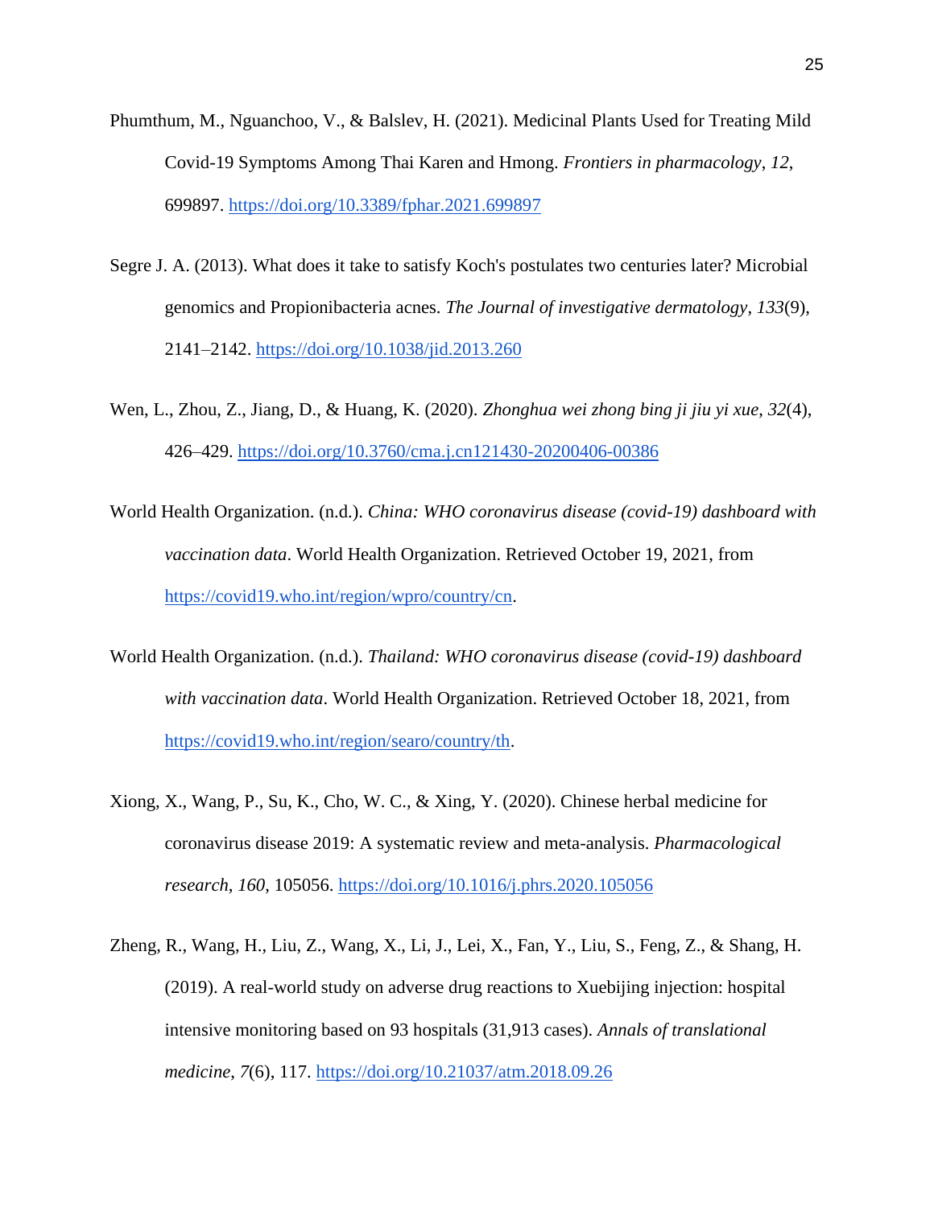Phumthum, M., Nguanchoo, V., & Balslev, H. (2021). Medicinal Plants Used for Treating Mild Covid-19 Symptoms Among Thai Karen and Hmong. *Frontiers in pharmacology*, *12*, 699897. https://doi.org/10.3389/fphar.2021.699897

Segre J. A. (2013). What does it take to satisfy Koch's postulates two centuries later? Microbial genomics and Propionibacteria acnes. *The Journal of investigative dermatology*, *133*(9), 2141–2142. https://doi.org/10.1038/jid.2013.260

Wen, L., Zhou, Z., Jiang, D., & Huang, K. (2020). *Zhonghua wei zhong bing ji jiu yi xue*, *32*(4), 426–429. https://doi.org/10.3760/cma.j.cn121430-20200406-00386

World Health Organization. (n.d.). *China: WHO coronavirus disease (covid-19) dashboard with vaccination data*. World Health Organization. Retrieved October 19, 2021, from https://covid19.who.int/region/wpro/country/cn.

World Health Organization. (n.d.). *Thailand: WHO coronavirus disease (covid-19) dashboard with vaccination data*. World Health Organization. Retrieved October 18, 2021, from https://covid19.who.int/region/searo/country/th.

Xiong, X., Wang, P., Su, K., Cho, W. C., & Xing, Y. (2020). Chinese herbal medicine for coronavirus disease 2019: A systematic review and meta-analysis. *Pharmacological research*, *160*, 105056. https://doi.org/10.1016/j.phrs.2020.105056

Zheng, R., Wang, H., Liu, Z., Wang, X., Li, J., Lei, X., Fan, Y., Liu, S., Feng, Z., & Shang, H. (2019). A real-world study on adverse drug reactions to Xuebijing injection: hospital intensive monitoring based on 93 hospitals (31,913 cases). *Annals of translational medicine*, *7*(6), 117. https://doi.org/10.21037/atm.2018.09.26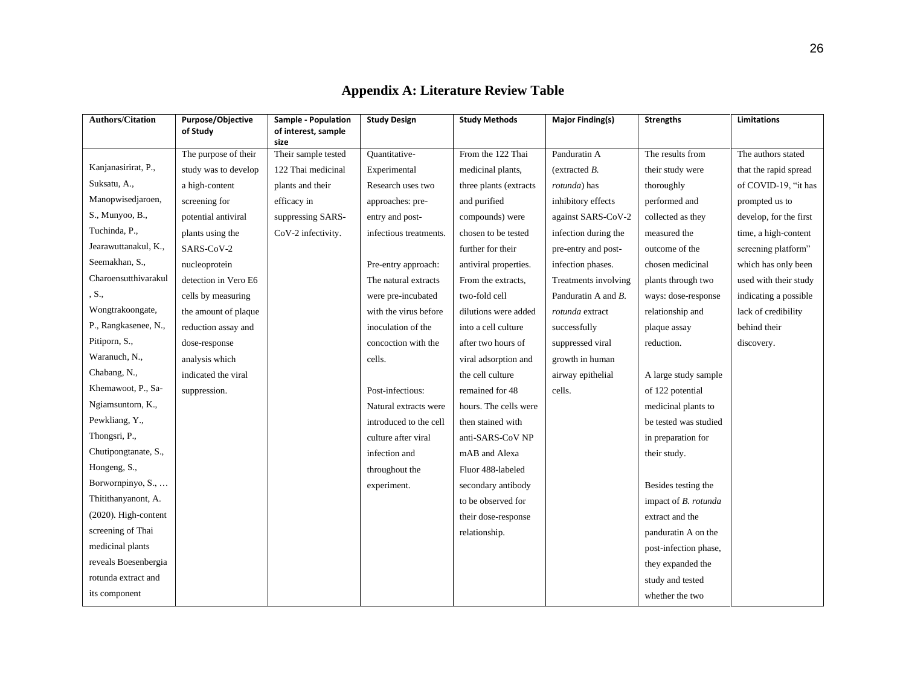# Appendix A: Literature Review Table

| Authors/Citation | Purpose/Objective of Study | Sample - Population of interest, sample size | Study Design | Study Methods | Major Finding(s) | Strengths | Limitations |
|---|---|---|---|---|---|---|---|
| Kanjanasirirat, P., Suksatu, A., Manopwisedjaroen, S., Munyoo, B., Tuchinda, P., Jearawuttanakul, K., Seemakhan, S., Charoensutthivarakul, S., Wongtrakoongate, P., Rangkasenee, N., Pitiporn, S., Waranuch, N., Chabang, N., Khemawoot, P., Sa-Ngiamsuntorn, K., Pewkliang, Y., Thongsri, P., Chutipongtanate, S., Hongeng, S., Borwornpinyo, S., … Thitithanyanont, A. (2020). High-content screening of Thai medicinal plants reveals Boesenbergia rotunda extract and its component | The purpose of their study was to develop a high-content screening for potential antiviral plants using the SARS-CoV-2 nucleoprotein detection in Vero E6 cells by measuring the amount of plaque reduction assay and dose-response analysis which indicated the viral suppression. | Their sample tested 122 Thai medicinal plants and their efficacy in suppressing SARS-CoV-2 infectivity. | Quantitative-Experimental Research uses two approaches: pre-entry and post-infectious treatments.<br><br>Pre-entry approach: The natural extracts were pre-incubated with the virus before inoculation of the concoction with the cells.<br><br>Post-infectious: Natural extracts were introduced to the cell culture after viral infection and throughout the experiment. | From the 122 Thai medicinal plants, three plants (extracts and purified compounds) were chosen to be tested further for their antiviral properties. From the extracts, two-fold cell dilutions were added into a cell culture after two hours of viral adsorption and the cell culture remained for 48 hours. The cells were then stained with anti-SARS-CoV NP mAB and Alexa Fluor 488-labeled secondary antibody to be observed for their dose-response relationship. | Panduratin A (extracted *B. rotunda*) has inhibitory effects against SARS-CoV-2 infection during the pre-entry and post-infection phases. Treatments involving Panduratin A and *B. rotunda* extract successfully suppressed viral growth in human airway epithelial cells. | The results from their study were thoroughly performed and collected as they measured the outcome of the chosen medicinal plants through two ways: dose-response relationship and plaque assay reduction.<br><br>A large study sample of 122 potential medicinal plants to be tested was studied in preparation for their study.<br><br>Besides testing the impact of *B. rotunda* extract and the panduratin A on the post-infection phase, they expanded the study and tested whether the two | The authors stated that the rapid spread of COVID-19, "it has prompted us to develop, for the first time, a high-content screening platform" which has only been used with their study indicating a possible lack of credibility behind their discovery. |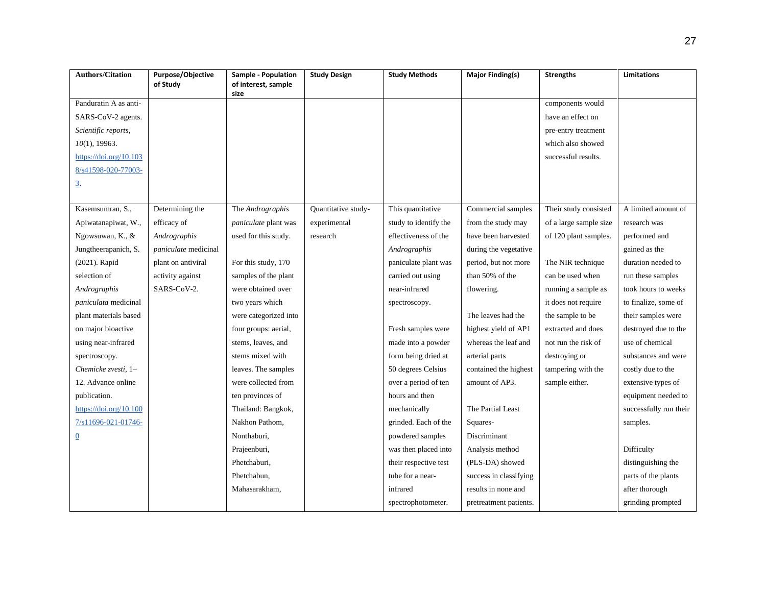| Authors/Citation | Purpose/Objective of Study | Sample - Population of interest, sample size | Study Design | Study Methods | Major Finding(s) | Strengths | Limitations |
|---|---|---|---|---|---|---|---|
| Panduratin A as anti-SARS-CoV-2 agents. *Scientific reports*, *10*(1), 19963. https://doi.org/10.1038/s41598-020-77003-3. | | | | | | components would have an effect on pre-entry treatment which also showed successful results. | |
| Kasemsumran, S., Apiwatanapiwat, W., Ngowsuwan, K., & Jungtheerapanich, S. (2021). Rapid selection of *Andrographis paniculata* medicinal plant materials based on major bioactive using near-infrared spectroscopy. *Chemicke zvesti*, 1–12. Advance online publication. https://doi.org/10.1007/s11696-021-01746-0 | Determining the efficacy of *Andrographis paniculate* medicinal plant on antiviral activity against SARS-CoV-2. | The *Andrographis paniculate* plant was used for this study.<br><br>For this study, 170 samples of the plant were obtained over two years which were categorized into four groups: aerial, stems, leaves, and stems mixed with leaves. The samples were collected from ten provinces of Thailand: Bangkok, Nakhon Pathom, Nonthaburi, Prajeenburi, Phetchaburi, Phetchabun, Mahasarakham, | Quantitative study-experimental research | This quantitative study to identify the effectiveness of the *Andrographis* paniculate plant was carried out using near-infrared spectroscopy.<br><br>Fresh samples were made into a powder form being dried at 50 degrees Celsius over a period of ten hours and then mechanically grinded. Each of the powdered samples was then placed into their respective test tube for a near-infrared spectrophotometer. | Commercial samples from the study may have been harvested during the vegetative period, but not more than 50% of the flowering.<br><br>The leaves had the highest yield of AP1 whereas the leaf and arterial parts contained the highest amount of AP3.<br><br>The Partial Least Squares-Discriminant Analysis method (PLS-DA) showed success in classifying results in none and pretreatment patients. | Their study consisted of a large sample size of 120 plant samples.<br><br>The NIR technique can be used when running a sample as it does not require the sample to be extracted and does not run the risk of destroying or tampering with the sample either. | A limited amount of research was performed and gained as the duration needed to run these samples took hours to weeks to finalize, some of their samples were destroyed due to the use of chemical substances and were costly due to the extensive types of equipment needed to successfully run their samples.<br><br>Difficulty distinguishing the parts of the plants after thorough grinding prompted |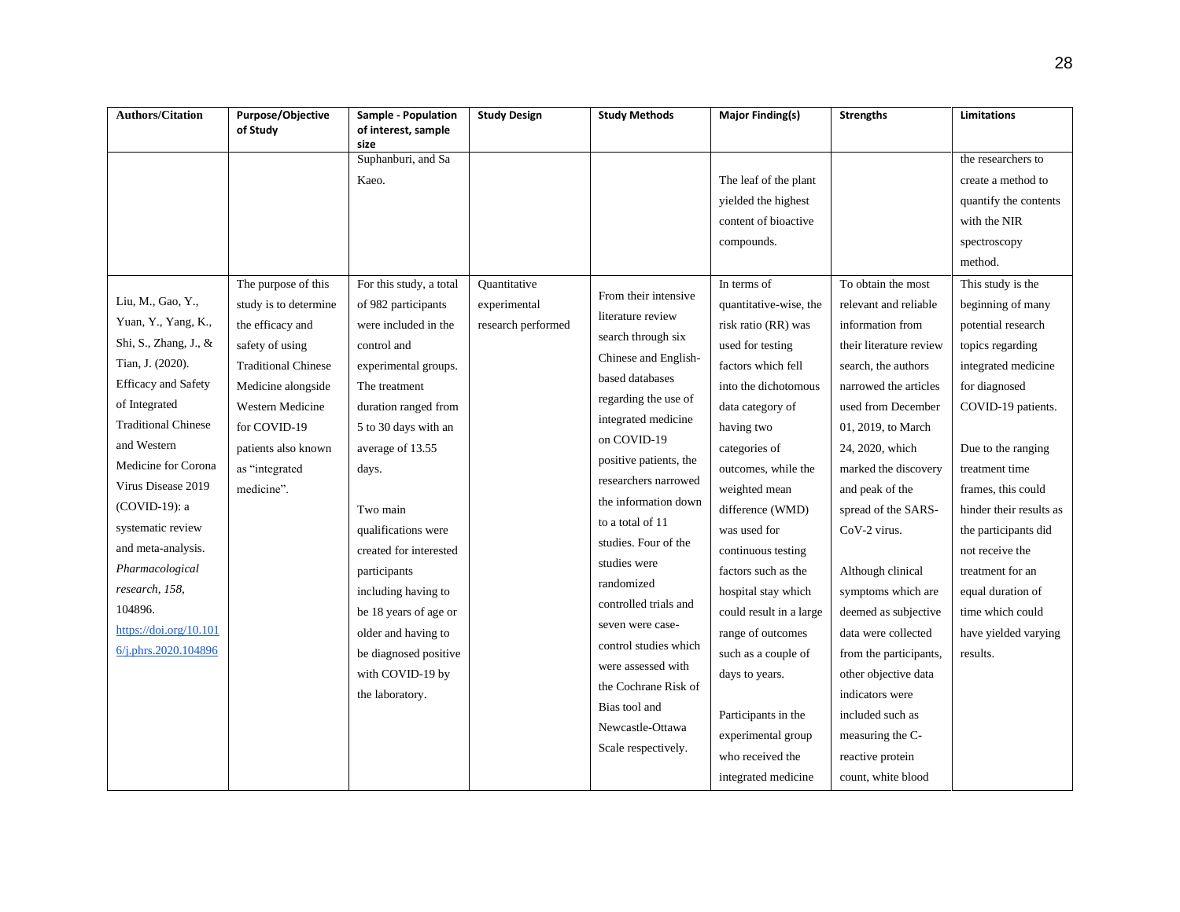| Authors/Citation | Purpose/Objective of Study | Sample - Population of interest, sample size | Study Design | Study Methods | Major Finding(s) | Strengths | Limitations |
|---|---|---|---|---|---|---|---|
| | | Suphanburi, and Sa Kaeo. | | | The leaf of the plant yielded the highest content of bioactive compounds. | | the researchers to create a method to quantify the contents with the NIR spectroscopy method. |
| Liu, M., Gao, Y., Yuan, Y., Yang, K., Shi, S., Zhang, J., & Tian, J. (2020). Efficacy and Safety of Integrated Traditional Chinese and Western Medicine for Corona Virus Disease 2019 (COVID-19): a systematic review and meta-analysis. *Pharmacological research, 158*, 104896. https://doi.org/10.1016/j.phrs.2020.104896 | The purpose of this study is to determine the efficacy and safety of using Traditional Chinese Medicine alongside Western Medicine for COVID-19 patients also known as "integrated medicine". | For this study, a total of 982 participants were included in the control and experimental groups. The treatment duration ranged from 5 to 30 days with an average of 13.55 days.<br><br>Two main qualifications were created for interested participants including having to be 18 years of age or older and having to be diagnosed positive with COVID-19 by the laboratory. | Quantitative experimental research performed | From their intensive literature review search through six Chinese and English-based databases regarding the use of integrated medicine on COVID-19 positive patients, the researchers narrowed the information down to a total of 11 studies. Four of the studies were randomized controlled trials and seven were case-control studies which were assessed with the Cochrane Risk of Bias tool and Newcastle-Ottawa Scale respectively. | In terms of quantitative-wise, the risk ratio (RR) was used for testing factors which fell into the dichotomous data category of having two categories of outcomes, while the weighted mean difference (WMD) was used for continuous testing factors such as the hospital stay which could result in a large range of outcomes such as a couple of days to years.<br><br>Participants in the experimental group who received the integrated medicine | To obtain the most relevant and reliable information from their literature review search, the authors narrowed the articles used from December 01, 2019, to March 24, 2020, which marked the discovery and peak of the spread of the SARS-CoV-2 virus.<br><br>Although clinical symptoms which are deemed as subjective data were collected from the participants, other objective data indicators were included such as measuring the C-reactive protein count, white blood | This study is the beginning of many potential research topics regarding integrated medicine for diagnosed COVID-19 patients.<br><br>Due to the ranging treatment time frames, this could hinder their results as the participants did not receive the treatment for an equal duration of time which could have yielded varying results. |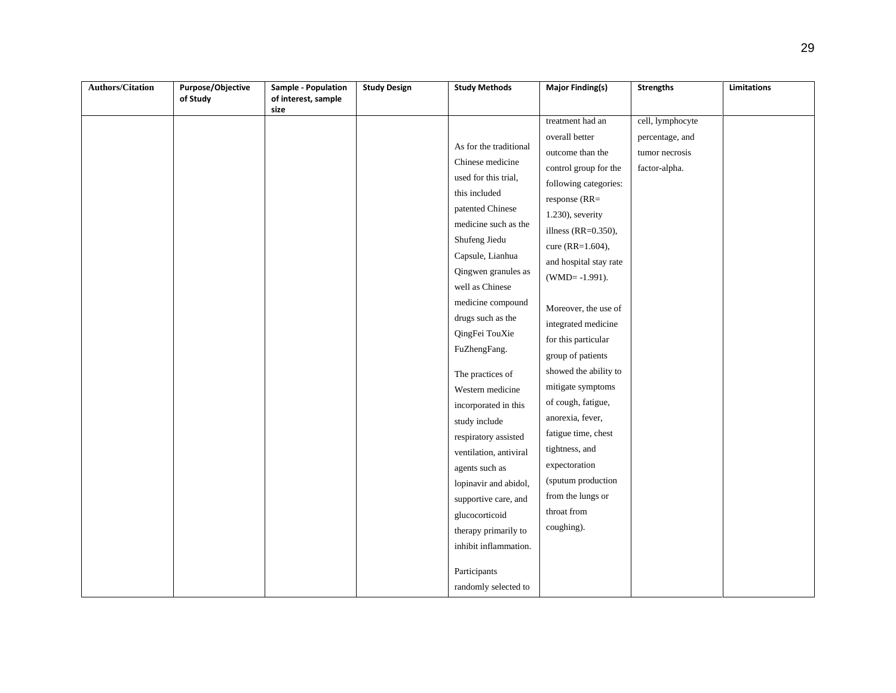| Authors/Citation | Purpose/Objective of Study | Sample - Population of interest, sample size | Study Design | Study Methods | Major Finding(s) | Strengths | Limitations |
|---|---|---|---|---|---|---|---|
| | | | | As for the traditional Chinese medicine used for this trial, this included patented Chinese medicine such as the Shufeng Jiedu Capsule, Lianhua Qingwen granules as well as Chinese medicine compound drugs such as the QingFei TouXie FuZhengFang.<br><br>The practices of Western medicine incorporated in this study include respiratory assisted ventilation, antiviral agents such as lopinavir and abidol, supportive care, and glucocorticoid therapy primarily to inhibit inflammation.<br><br>Participants randomly selected to | treatment had an overall better outcome than the control group for the following categories: response (RR= 1.230), severity illness (RR=0.350), cure (RR=1.604), and hospital stay rate (WMD= -1.991).<br><br>Moreover, the use of integrated medicine for this particular group of patients showed the ability to mitigate symptoms of cough, fatigue, anorexia, fever, fatigue time, chest tightness, and expectoration (sputum production from the lungs or throat from coughing). | cell, lymphocyte percentage, and tumor necrosis factor-alpha. | |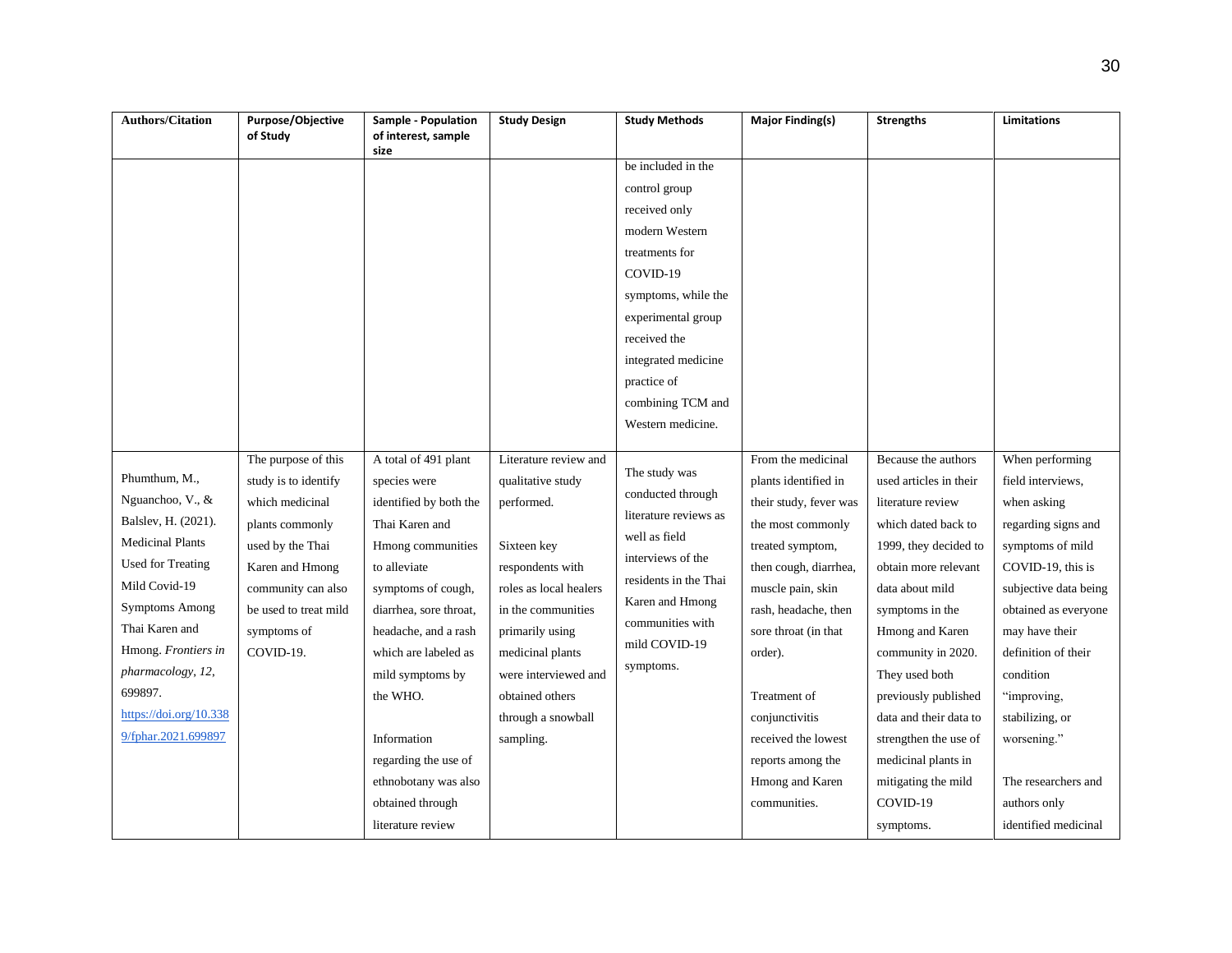| Authors/Citation | Purpose/Objective of Study | Sample - Population of interest, sample size | Study Design | Study Methods | Major Finding(s) | Strengths | Limitations |
|---|---|---|---|---|---|---|---|
| | | | | be included in the control group received only modern Western treatments for COVID-19 symptoms, while the experimental group received the integrated medicine practice of combining TCM and Western medicine. | | | |
| Phumthum, M., Nguanchoo, V., & Balslev, H. (2021). Medicinal Plants Used for Treating Mild Covid-19 Symptoms Among Thai Karen and Hmong. *Frontiers in pharmacology*, *12*, 699897. https://doi.org/10.3389/fphar.2021.699897 | The purpose of this study is to identify which medicinal plants commonly used by the Thai Karen and Hmong community can also be used to treat mild symptoms of COVID-19. | A total of 491 plant species were identified by both the Thai Karen and Hmong communities to alleviate symptoms of cough, diarrhea, sore throat, headache, and a rash which are labeled as mild symptoms by the WHO.<br><br>Information regarding the use of ethnobotany was also obtained through literature review | Literature review and qualitative study performed.<br><br>Sixteen key respondents with roles as local healers in the communities primarily using medicinal plants were interviewed and obtained others through a snowball sampling. | The study was conducted through literature reviews as well as field interviews of the residents in the Thai Karen and Hmong communities with mild COVID-19 symptoms. | From the medicinal plants identified in their study, fever was the most commonly treated symptom, then cough, diarrhea, muscle pain, skin rash, headache, then sore throat (in that order).<br><br>Treatment of conjunctivitis received the lowest reports among the Hmong and Karen communities. | Because the authors used articles in their literature review which dated back to 1999, they decided to obtain more relevant data about mild symptoms in the Hmong and Karen community in 2020. They used both previously published data and their data to strengthen the use of medicinal plants in mitigating the mild COVID-19 symptoms. | When performing field interviews, when asking regarding signs and symptoms of mild COVID-19, this is subjective data being obtained as everyone may have their definition of their condition "improving, stabilizing, or worsening."<br><br>The researchers and authors only identified medicinal |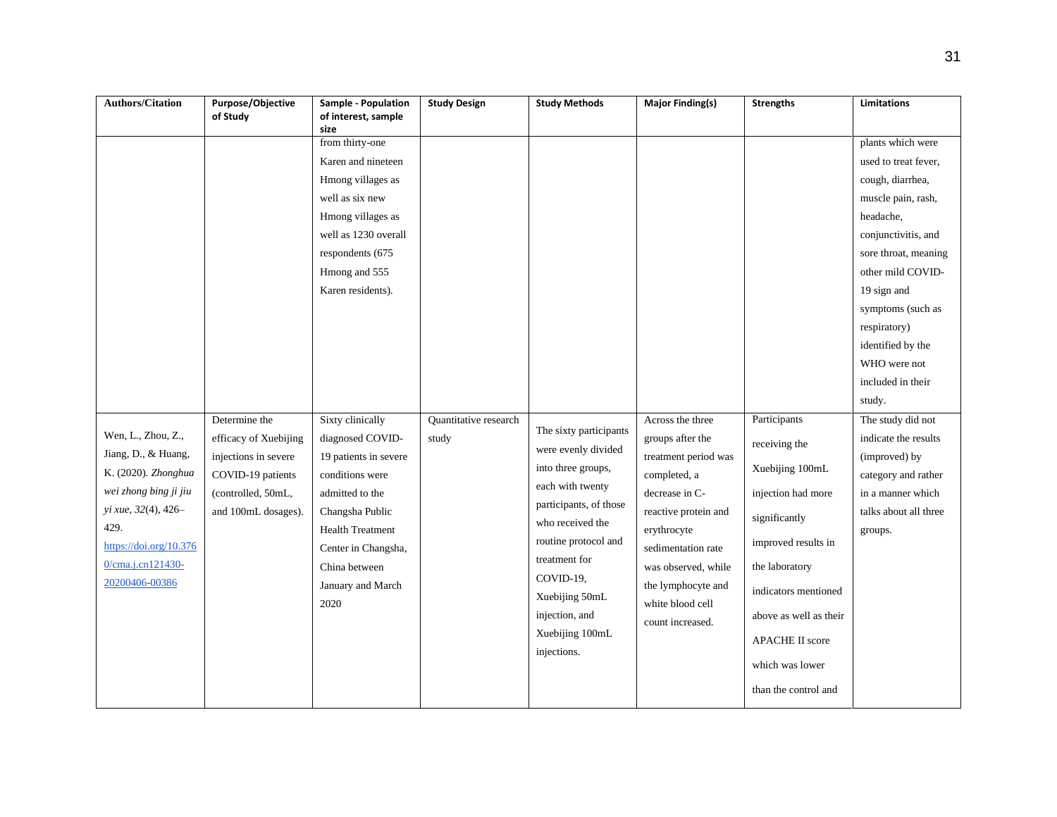| Authors/Citation | Purpose/Objective of Study | Sample - Population of interest, sample size | Study Design | Study Methods | Major Finding(s) | Strengths | Limitations |
|---|---|---|---|---|---|---|---|
| | | from thirty-one Karen and nineteen Hmong villages as well as six new Hmong villages as well as 1230 overall respondents (675 Hmong and 555 Karen residents). | | | | | plants which were used to treat fever, cough, diarrhea, muscle pain, rash, headache, conjunctivitis, and sore throat, meaning other mild COVID-19 sign and symptoms (such as respiratory) identified by the WHO were not included in their study. |
| Wen, L., Zhou, Z., Jiang, D., & Huang, K. (2020). *Zhonghua wei zhong bing ji jiu yi xue*, *32*(4), 426–429. https://doi.org/10.3760/cma.j.cn121430-20200406-00386 | Determine the efficacy of Xuebijing injections in severe COVID-19 patients (controlled, 50mL, and 100mL dosages). | Sixty clinically diagnosed COVID-19 patients in severe conditions were admitted to the Changsha Public Health Treatment Center in Changsha, China between January and March 2020 | Quantitative research study | The sixty participants were evenly divided into three groups, each with twenty participants, of those who received the routine protocol and treatment for COVID-19, Xuebijing 50mL injection, and Xuebijing 100mL injections. | Across the three groups after the treatment period was completed, a decrease in C-reactive protein and erythrocyte sedimentation rate was observed, while the lymphocyte and white blood cell count increased. | Participants receiving the Xuebijing 100mL injection had more significantly improved results in the laboratory indicators mentioned above as well as their APACHE II score which was lower than the control and | The study did not indicate the results (improved) by category and rather in a manner which talks about all three groups. |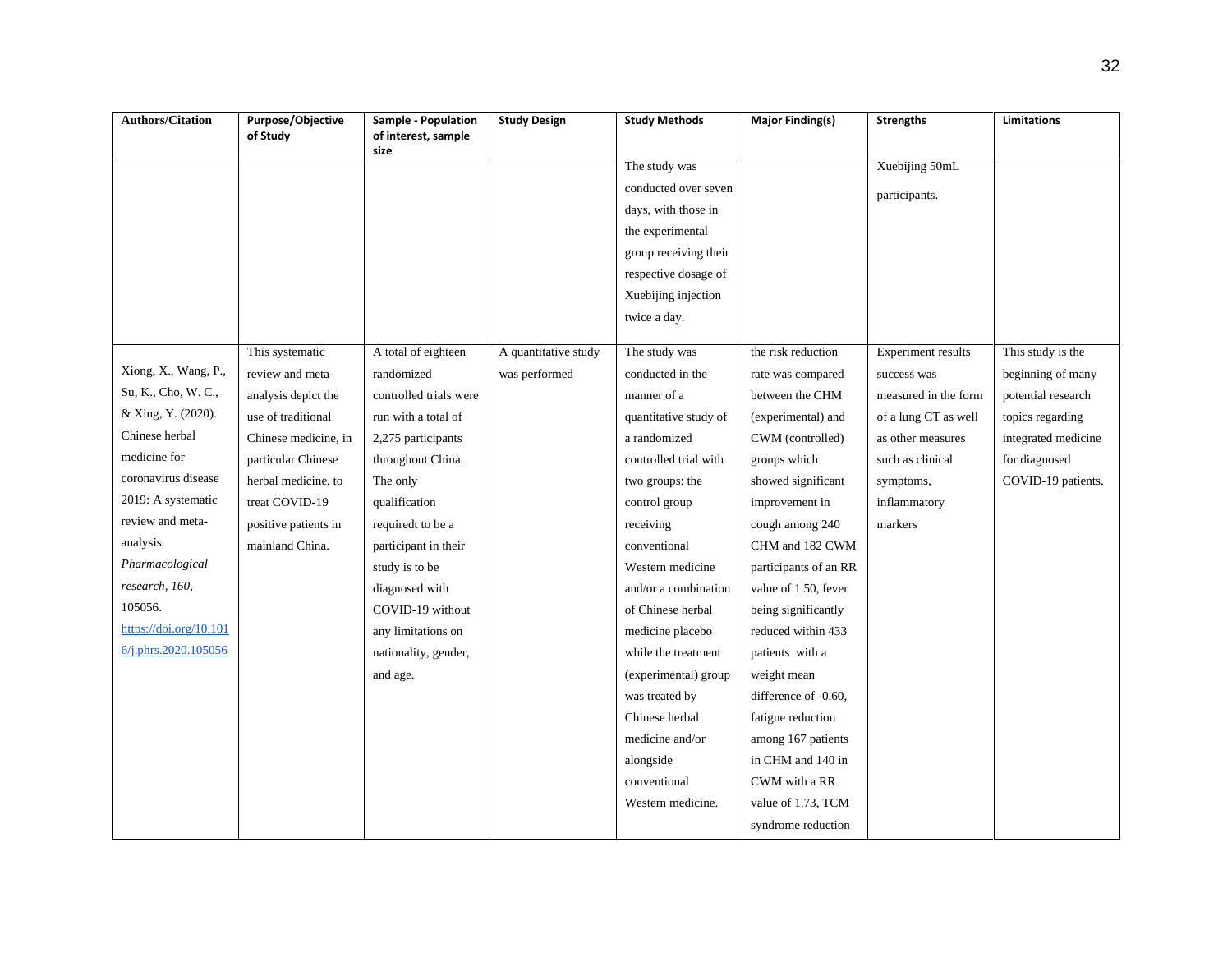| Authors/Citation | Purpose/Objective of Study | Sample - Population of interest, sample size | Study Design | Study Methods | Major Finding(s) | Strengths | Limitations |
|---|---|---|---|---|---|---|---|
| | | | | The study was conducted over seven days, with those in the experimental group receiving their respective dosage of Xuebijing injection twice a day. | | Xuebijing 50mL participants. | |
| Xiong, X., Wang, P., Su, K., Cho, W. C., & Xing, Y. (2020). Chinese herbal medicine for coronavirus disease 2019: A systematic review and meta-analysis. *Pharmacological research*, *160*, 105056. https://doi.org/10.1016/j.phrs.2020.105056 | This systematic review and meta-analysis depict the use of traditional Chinese medicine, in particular Chinese herbal medicine, to treat COVID-19 positive patients in mainland China. | A total of eighteen randomized controlled trials were run with a total of 2,275 participants throughout China. The only qualification requiredt to be a participant in their study is to be diagnosed with COVID-19 without any limitations on nationality, gender, and age. | A quantitative study was performed | The study was conducted in the manner of a quantitative study of a randomized controlled trial with two groups: the control group receiving conventional Western medicine and/or a combination of Chinese herbal medicine placebo while the treatment (experimental) group was treated by Chinese herbal medicine and/or alongside conventional Western medicine. | the risk reduction rate was compared between the CHM (experimental) and CWM (controlled) groups which showed significant improvement in cough among 240 CHM and 182 CWM participants of an RR value of 1.50, fever being significantly reduced within 433 patients with a weight mean difference of -0.60, fatigue reduction among 167 patients in CHM and 140 in CWM with a RR value of 1.73, TCM syndrome reduction | Experiment results success was measured in the form of a lung CT as well as other measures such as clinical symptoms, inflammatory markers | This study is the beginning of many potential research topics regarding integrated medicine for diagnosed COVID-19 patients. |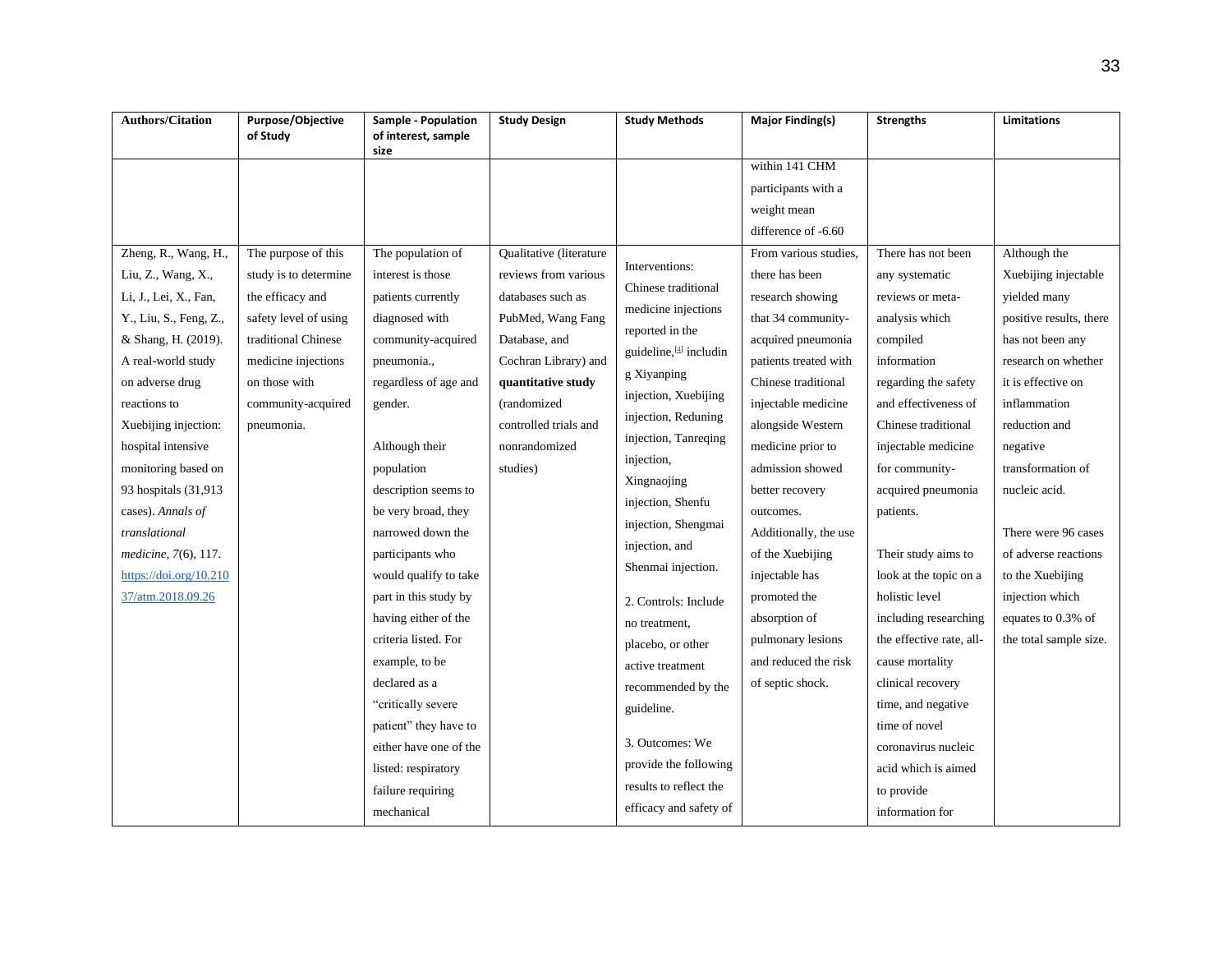| Authors/Citation | Purpose/Objective of Study | Sample - Population of interest, sample size | Study Design | Study Methods | Major Finding(s) | Strengths | Limitations |
|---|---|---|---|---|---|---|---|
| | | | | | within 141 CHM participants with a weight mean difference of -6.60 | | |
| Zheng, R., Wang, H., Liu, Z., Wang, X., Li, J., Lei, X., Fan, Y., Liu, S., Feng, Z., & Shang, H. (2019). A real-world study on adverse drug reactions to Xuebijing injection: hospital intensive monitoring based on 93 hospitals (31,913 cases). *Annals of translational medicine*, *7*(6), 117. https://doi.org/10.21037/atm.2018.09.26 | The purpose of this study is to determine the efficacy and safety level of using traditional Chinese medicine injections on those with community-acquired pneumonia. | The population of interest is those patients currently diagnosed with community-acquired pneumonia., regardless of age and gender.<br><br>Although their population description seems to be very broad, they narrowed down the participants who would qualify to take part in this study by having either of the criteria listed. For example, to be declared as a "critically severe patient" they have to either have one of the listed: respiratory failure requiring mechanical | Qualitative (literature reviews from various databases such as PubMed, Wang Fang Database, and Cochran Library) and **quantitative study** (randomized controlled trials and nonrandomized studies) | Interventions: Chinese traditional medicine injections reported in the guideline,[a] including Xiyanping injection, Xuebijing injection, Reduning injection, Tanreqing injection, Xingnaojing injection, Shenfu injection, Shengmai injection, and Shenmai injection.<br><br>2. Controls: Include no treatment, placebo, or other active treatment recommended by the guideline.<br><br>3. Outcomes: We provide the following results to reflect the efficacy and safety of | From various studies, there has been research showing that 34 community-acquired pneumonia patients treated with Chinese traditional injectable medicine alongside Western medicine prior to admission showed better recovery outcomes. Additionally, the use of the Xuebijing injectable has promoted the absorption of pulmonary lesions and reduced the risk of septic shock. | There has not been any systematic reviews or meta-analysis which compiled information regarding the safety and effectiveness of Chinese traditional injectable medicine for community-acquired pneumonia patients.<br><br>Their study aims to look at the topic on a holistic level including researching the effective rate, all-cause mortality clinical recovery time, and negative time of novel coronavirus nucleic acid which is aimed to provide information for | Although the Xuebijing injectable yielded many positive results, there has not been any research on whether it is effective on inflammation reduction and negative transformation of nucleic acid.<br><br>There were 96 cases of adverse reactions to the Xuebijing injection which equates to 0.3% of the total sample size. |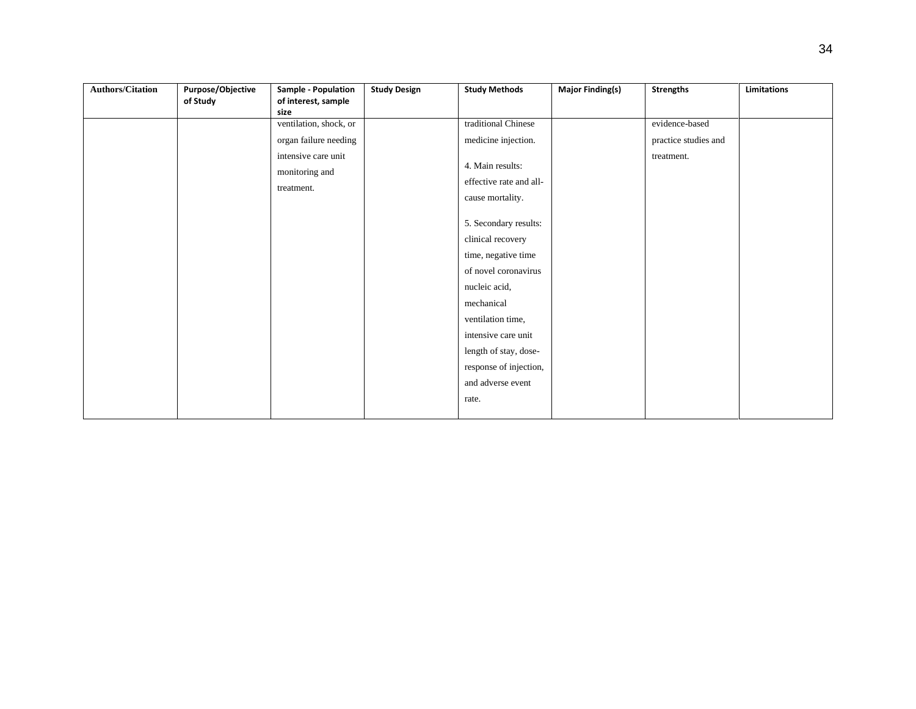| Authors/Citation | Purpose/Objective of Study | Sample - Population of interest, sample size | Study Design | Study Methods | Major Finding(s) | Strengths | Limitations |
| --- | --- | --- | --- | --- | --- | --- | --- |
| | | ventilation, shock, or organ failure needing intensive care unit monitoring and treatment. | | traditional Chinese medicine injection.<br><br>4. Main results: effective rate and all-cause mortality.<br><br>5. Secondary results: clinical recovery time, negative time of novel coronavirus nucleic acid, mechanical ventilation time, intensive care unit length of stay, dose-response of injection, and adverse event rate. | | evidence-based practice studies and treatment. | |